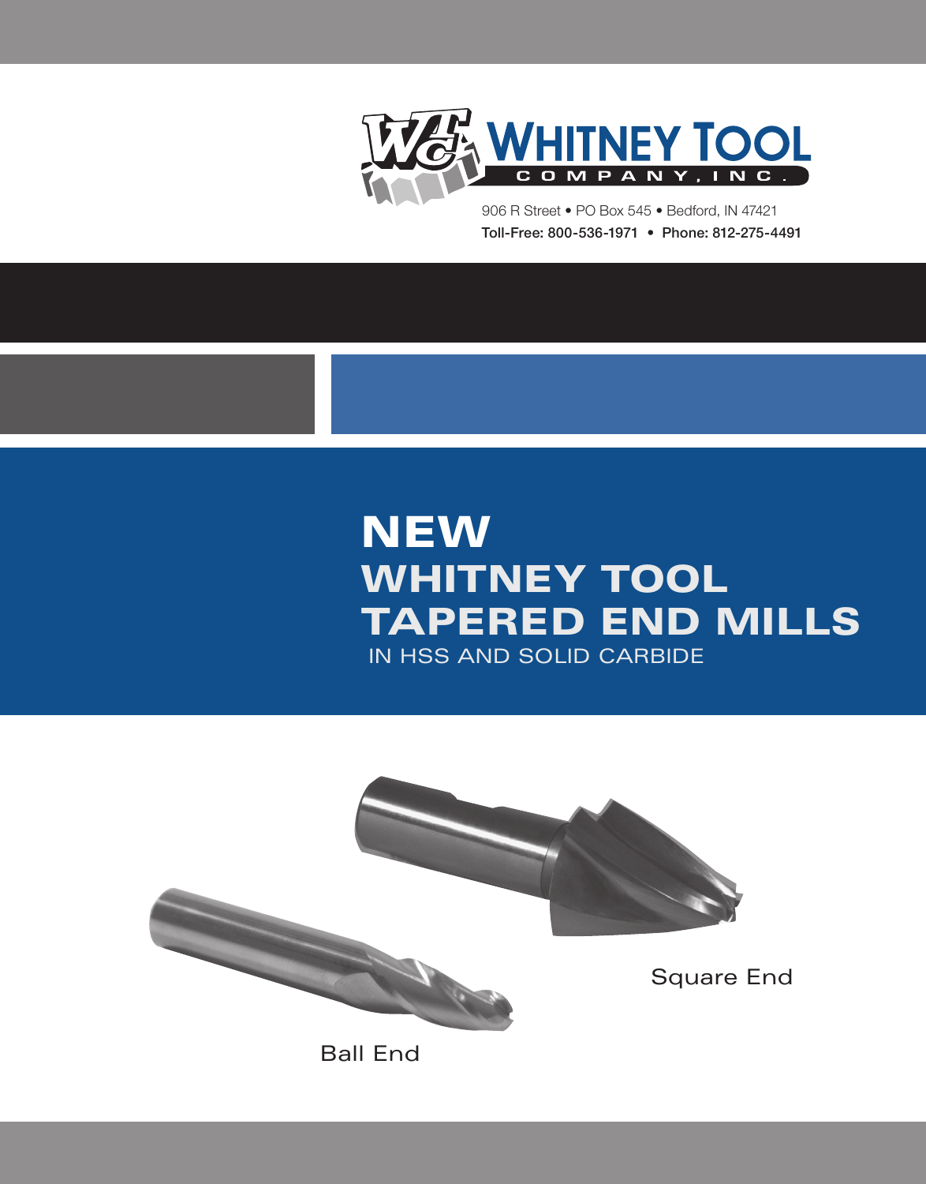WHITNEY TOOL COMPANY, INC.

906 R Street • PO Box 545 • Bedford, IN 47421

**Toll-Free: 800-536-1971 • Phone: 812-275-4491**

# NEW WHITNEY TOOL TAPERED END MILLS

IN HSS AND SOLID CARBIDE

Square End

Ball End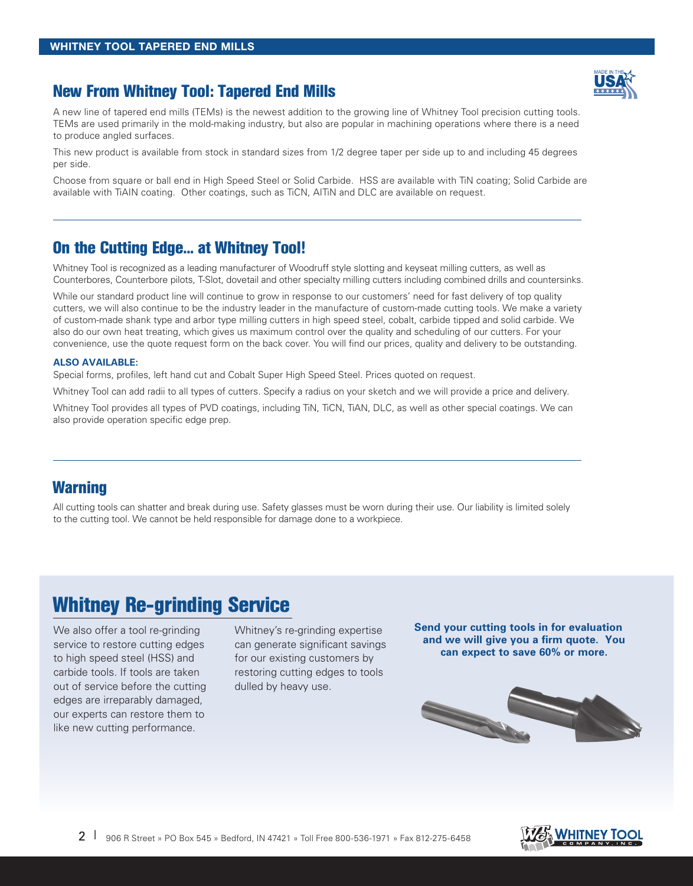## New From Whitney Tool: Tapered End Mills

A new line of tapered end mills (TEMs) is the newest addition to the growing line of Whitney Tool precision cutting tools. TEMs are used primarily in the mold-making industry, but also are popular in machining operations where there is a need to produce angled surfaces.

This new product is available from stock in standard sizes from 1/2 degree taper per side up to and including 45 degrees per side.

Choose from square or ball end in High Speed Steel or Solid Carbide. HSS are available with TiN coating; Solid Carbide are available with TiAIN coating. Other coatings, such as TiCN, AlTiN and DLC are available on request.

## On the Cutting Edge... at Whitney Tool!

Whitney Tool is recognized as a leading manufacturer of Woodruff style slotting and keyseat milling cutters, as well as Counterbores, Counterbore pilots, T-Slot, dovetail and other specialty milling cutters including combined drills and countersinks.

While our standard product line will continue to grow in response to our customers' need for fast delivery of top quality cutters, we will also continue to be the industry leader in the manufacture of custom-made cutting tools. We make a variety of custom-made shank type and arbor type milling cutters in high speed steel, cobalt, carbide tipped and solid carbide. We also do our own heat treating, which gives us maximum control over the quality and scheduling of our cutters. For your convenience, use the quote request form on the back cover. You will find our prices, quality and delivery to be outstanding.

**ALSO AVAILABLE:**

Special forms, profiles, left hand cut and Cobalt Super High Speed Steel. Prices quoted on request.

Whitney Tool can add radii to all types of cutters. Specify a radius on your sketch and we will provide a price and delivery.

Whitney Tool provides all types of PVD coatings, including TiN, TiCN, TiAN, DLC, as well as other special coatings. We can also provide operation specific edge prep.

## Warning

All cutting tools can shatter and break during use. Safety glasses must be worn during their use. Our liability is limited solely to the cutting tool. We cannot be held responsible for damage done to a workpiece.

## Whitney Re-grinding Service

We also offer a tool re-grinding service to restore cutting edges to high speed steel (HSS) and carbide tools. If tools are taken out of service before the cutting edges are irreparably damaged, our experts can restore them to like new cutting performance.

Whitney's re-grinding expertise can generate significant savings for our existing customers by restoring cutting edges to tools dulled by heavy use.

**Send your cutting tools in for evaluation and we will give you a firm quote. You can expect to save 60% or more.**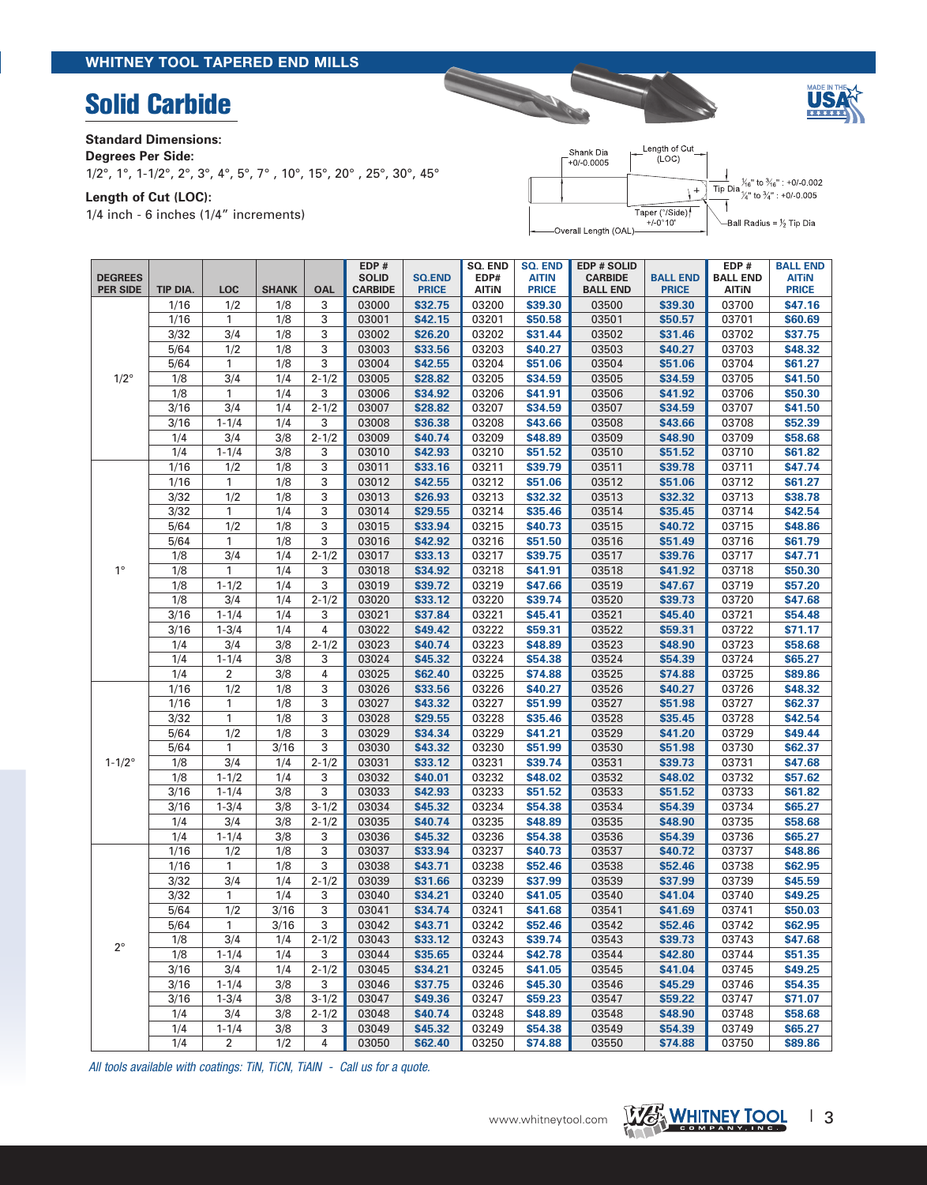## Solid Carbide

**Standard Dimensions:**

**Degrees Per Side:**

1/2°, 1°, 1-1/2°, 2°, 3°, 4°, 5°, 7° , 10°, 15°, 20° , 25°, 30°, 45°

**Length of Cut (LOC):**

1/4 inch - 6 inches (1/4" increments)

Shank Dia +0/-0.0005 · Length of Cut (LOC) · Tip Dia 1/16" to 3/16" : +0/-0.002, 1/4" to 3/4" : +0/-0.005 · Taper (°/Side) +/-0°10' · Overall Length (OAL) · Ball Radius = ½ Tip Dia

| DEGREES PER SIDE | TIP DIA. | LOC | SHANK | OAL | EDP # SOLID CARBIDE | SQ.END PRICE | SQ. END EDP# AITiN | SQ. END AITiN PRICE | EDP # SOLID CARBIDE BALL END | BALL END PRICE | EDP # BALL END AITiN | BALL END AITiN PRICE |
|---|---|---|---|---|---|---|---|---|---|---|---|---|
| 1/2° | 1/16 | 1/2 | 1/8 | 3 | 03000 | $32.75 | 03200 | $39.30 | 03500 | $39.30 | 03700 | $47.16 |
| | 1/16 | 1 | 1/8 | 3 | 03001 | $42.15 | 03201 | $50.58 | 03501 | $50.57 | 03701 | $60.69 |
| | 3/32 | 3/4 | 1/8 | 3 | 03002 | $26.20 | 03202 | $31.44 | 03502 | $31.46 | 03702 | $37.75 |
| | 5/64 | 1/2 | 1/8 | 3 | 03003 | $33.56 | 03203 | $40.27 | 03503 | $40.27 | 03703 | $48.32 |
| | 5/64 | 1 | 1/8 | 3 | 03004 | $42.55 | 03204 | $51.06 | 03504 | $51.06 | 03704 | $61.27 |
| | 1/8 | 3/4 | 1/4 | 2-1/2 | 03005 | $28.82 | 03205 | $34.59 | 03505 | $34.59 | 03705 | $41.50 |
| | 1/8 | 1 | 1/4 | 3 | 03006 | $34.92 | 03206 | $41.91 | 03506 | $41.92 | 03706 | $50.30 |
| | 3/16 | 3/4 | 1/4 | 2-1/2 | 03007 | $28.82 | 03207 | $34.59 | 03507 | $34.59 | 03707 | $41.50 |
| | 3/16 | 1-1/4 | 1/4 | 3 | 03008 | $36.38 | 03208 | $43.66 | 03508 | $43.66 | 03708 | $52.39 |
| | 1/4 | 3/4 | 3/8 | 2-1/2 | 03009 | $40.74 | 03209 | $48.89 | 03509 | $48.90 | 03709 | $58.68 |
| | 1/4 | 1-1/4 | 3/8 | 3 | 03010 | $42.93 | 03210 | $51.52 | 03510 | $51.52 | 03710 | $61.82 |
| 1° | 1/16 | 1/2 | 1/8 | 3 | 03011 | $33.16 | 03211 | $39.79 | 03511 | $39.78 | 03711 | $47.74 |
| | 1/16 | 1 | 1/8 | 3 | 03012 | $42.55 | 03212 | $51.06 | 03512 | $51.06 | 03712 | $61.27 |
| | 3/32 | 1/2 | 1/8 | 3 | 03013 | $26.93 | 03213 | $32.32 | 03513 | $32.32 | 03713 | $38.78 |
| | 3/32 | 1 | 1/4 | 3 | 03014 | $29.55 | 03214 | $35.46 | 03514 | $35.45 | 03714 | $42.54 |
| | 5/64 | 1/2 | 1/8 | 3 | 03015 | $33.94 | 03215 | $40.73 | 03515 | $40.72 | 03715 | $48.86 |
| | 5/64 | 1 | 1/8 | 3 | 03016 | $42.92 | 03216 | $51.50 | 03516 | $51.49 | 03716 | $61.79 |
| | 1/8 | 3/4 | 1/4 | 2-1/2 | 03017 | $33.13 | 03217 | $39.75 | 03517 | $39.76 | 03717 | $47.71 |
| | 1/8 | 1 | 1/4 | 3 | 03018 | $34.92 | 03218 | $41.91 | 03518 | $41.92 | 03718 | $50.30 |
| | 1/8 | 1-1/2 | 1/4 | 3 | 03019 | $39.72 | 03219 | $47.66 | 03519 | $47.67 | 03719 | $57.20 |
| | 1/8 | 3/4 | 1/4 | 2-1/2 | 03020 | $33.12 | 03220 | $39.74 | 03520 | $39.73 | 03720 | $47.68 |
| | 3/16 | 1-1/4 | 1/4 | 3 | 03021 | $37.84 | 03221 | $45.41 | 03521 | $45.40 | 03721 | $54.48 |
| | 3/16 | 1-3/4 | 1/4 | 4 | 03022 | $49.42 | 03222 | $59.31 | 03522 | $59.31 | 03722 | $71.17 |
| | 1/4 | 3/4 | 3/8 | 2-1/2 | 03023 | $40.74 | 03223 | $48.89 | 03523 | $48.90 | 03723 | $58.68 |
| | 1/4 | 1-1/4 | 3/8 | 3 | 03024 | $45.32 | 03224 | $54.38 | 03524 | $54.39 | 03724 | $65.27 |
| | 1/4 | 2 | 3/8 | 4 | 03025 | $62.40 | 03225 | $74.88 | 03525 | $74.88 | 03725 | $89.86 |
| 1-1/2° | 1/16 | 1/2 | 1/8 | 3 | 03026 | $33.56 | 03226 | $40.27 | 03526 | $40.27 | 03726 | $48.32 |
| | 1/16 | 1 | 1/8 | 3 | 03027 | $43.32 | 03227 | $51.99 | 03527 | $51.98 | 03727 | $62.37 |
| | 3/32 | 1 | 1/8 | 3 | 03028 | $29.55 | 03228 | $35.46 | 03528 | $35.45 | 03728 | $42.54 |
| | 5/64 | 1/2 | 1/8 | 3 | 03029 | $34.34 | 03229 | $41.21 | 03529 | $41.20 | 03729 | $49.44 |
| | 5/64 | 1 | 3/16 | 3 | 03030 | $43.32 | 03230 | $51.99 | 03530 | $51.98 | 03730 | $62.37 |
| | 1/8 | 3/4 | 1/4 | 2-1/2 | 03031 | $33.12 | 03231 | $39.74 | 03531 | $39.73 | 03731 | $47.68 |
| | 1/8 | 1-1/2 | 1/4 | 3 | 03032 | $40.01 | 03232 | $48.02 | 03532 | $48.02 | 03732 | $57.62 |
| | 3/16 | 1-1/4 | 3/8 | 3 | 03033 | $42.93 | 03233 | $51.52 | 03533 | $51.52 | 03733 | $61.82 |
| | 3/16 | 1-3/4 | 3/8 | 3-1/2 | 03034 | $45.32 | 03234 | $54.38 | 03534 | $54.39 | 03734 | $65.27 |
| | 1/4 | 3/4 | 3/8 | 2-1/2 | 03035 | $40.74 | 03235 | $48.89 | 03535 | $48.90 | 03735 | $58.68 |
| | 1/4 | 1-1/4 | 3/8 | 3 | 03036 | $45.32 | 03236 | $54.38 | 03536 | $54.39 | 03736 | $65.27 |
| 2° | 1/16 | 1/2 | 1/8 | 3 | 03037 | $33.94 | 03237 | $40.73 | 03537 | $40.72 | 03737 | $48.86 |
| | 1/16 | 1 | 1/8 | 3 | 03038 | $43.71 | 03238 | $52.46 | 03538 | $52.46 | 03738 | $62.95 |
| | 3/32 | 3/4 | 1/4 | 2-1/2 | 03039 | $31.66 | 03239 | $37.99 | 03539 | $37.99 | 03739 | $45.59 |
| | 3/32 | 1 | 1/4 | 3 | 03040 | $34.21 | 03240 | $41.05 | 03540 | $41.04 | 03740 | $49.25 |
| | 5/64 | 1/2 | 3/16 | 3 | 03041 | $34.74 | 03241 | $41.68 | 03541 | $41.69 | 03741 | $50.03 |
| | 5/64 | 1 | 3/16 | 3 | 03042 | $43.71 | 03242 | $52.46 | 03542 | $52.46 | 03742 | $62.95 |
| | 1/8 | 3/4 | 1/4 | 2-1/2 | 03043 | $33.12 | 03243 | $39.74 | 03543 | $39.73 | 03743 | $47.68 |
| | 1/8 | 1-1/4 | 1/4 | 3 | 03044 | $35.65 | 03244 | $42.78 | 03544 | $42.80 | 03744 | $51.35 |
| | 3/16 | 3/4 | 1/4 | 2-1/2 | 03045 | $34.21 | 03245 | $41.05 | 03545 | $41.04 | 03745 | $49.25 |
| | 3/16 | 1-1/4 | 3/8 | 3 | 03046 | $37.75 | 03246 | $45.30 | 03546 | $45.29 | 03746 | $54.35 |
| | 3/16 | 1-3/4 | 3/8 | 3-1/2 | 03047 | $49.36 | 03247 | $59.23 | 03547 | $59.22 | 03747 | $71.07 |
| | 1/4 | 3/4 | 3/8 | 2-1/2 | 03048 | $40.74 | 03248 | $48.89 | 03548 | $48.90 | 03748 | $58.68 |
| | 1/4 | 1-1/4 | 3/8 | 3 | 03049 | $45.32 | 03249 | $54.38 | 03549 | $54.39 | 03749 | $65.27 |
| | 1/4 | 2 | 1/2 | 4 | 03050 | $62.40 | 03250 | $74.88 | 03550 | $74.88 | 03750 | $89.86 |

*All tools available with coatings: TiN, TiCN, TiAlN - Call us for a quote.*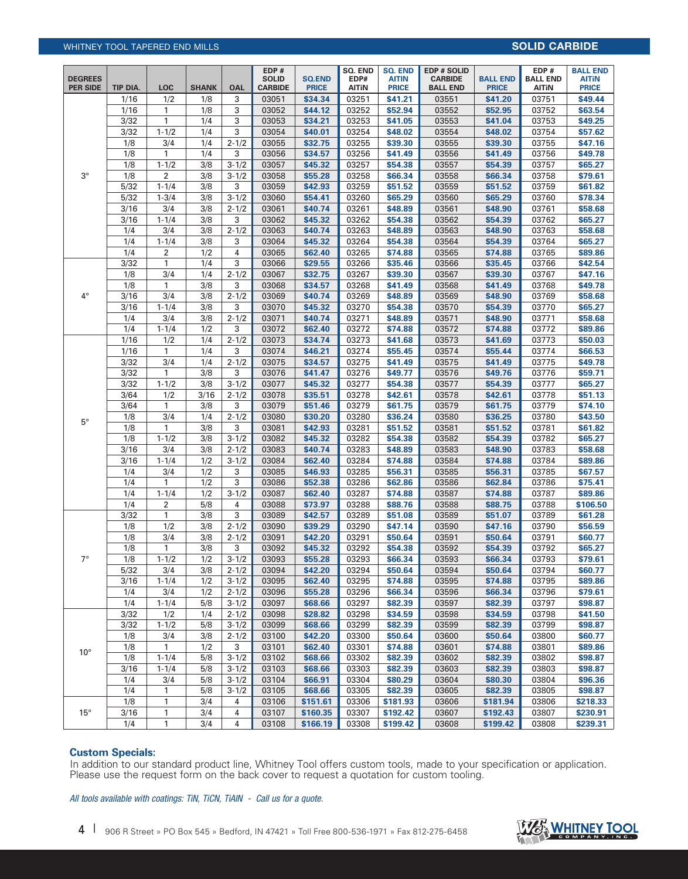## SOLID CARBIDE

| DEGREES PER SIDE | TIP DIA. | LOC | SHANK | OAL | EDP # SOLID CARBIDE | SQ.END PRICE | SQ. END EDP# AlTiN | SQ. END AlTiN PRICE | EDP # SOLID CARBIDE BALL END | BALL END PRICE | EDP # BALL END AlTiN | BALL END AlTiN PRICE |
|---|---|---|---|---|---|---|---|---|---|---|---|---|
| 3° | 1/16 | 1/2 | 1/8 | 3 | 03051 | $34.34 | 03251 | $41.21 | 03551 | $41.20 | 03751 | $49.44 |
| | 1/16 | 1 | 1/8 | 3 | 03052 | $44.12 | 03252 | $52.94 | 03552 | $52.95 | 03752 | $63.54 |
| | 3/32 | 1 | 1/4 | 3 | 03053 | $34.21 | 03253 | $41.05 | 03553 | $41.04 | 03753 | $49.25 |
| | 3/32 | 1-1/2 | 1/4 | 3 | 03054 | $40.01 | 03254 | $48.02 | 03554 | $48.02 | 03754 | $57.62 |
| | 1/8 | 3/4 | 1/4 | 2-1/2 | 03055 | $32.75 | 03255 | $39.30 | 03555 | $39.30 | 03755 | $47.16 |
| | 1/8 | 1 | 1/4 | 3 | 03056 | $34.57 | 03256 | $41.49 | 03556 | $41.49 | 03756 | $49.78 |
| | 1/8 | 1-1/2 | 3/8 | 3-1/2 | 03057 | $45.32 | 03257 | $54.38 | 03557 | $54.39 | 03757 | $65.27 |
| | 1/8 | 2 | 3/8 | 3-1/2 | 03058 | $55.28 | 03258 | $66.34 | 03558 | $66.34 | 03758 | $79.61 |
| | 5/32 | 1-1/4 | 3/8 | 3 | 03059 | $42.93 | 03259 | $51.52 | 03559 | $51.52 | 03759 | $61.82 |
| | 5/32 | 1-3/4 | 3/8 | 3-1/2 | 03060 | $54.41 | 03260 | $65.29 | 03560 | $65.29 | 03760 | $78.34 |
| | 3/16 | 3/4 | 3/8 | 2-1/2 | 03061 | $40.74 | 03261 | $48.89 | 03561 | $48.90 | 03761 | $58.68 |
| | 3/16 | 1-1/4 | 3/8 | 3 | 03062 | $45.32 | 03262 | $54.38 | 03562 | $54.39 | 03762 | $65.27 |
| | 1/4 | 3/4 | 3/8 | 2-1/2 | 03063 | $40.74 | 03263 | $48.89 | 03563 | $48.90 | 03763 | $58.68 |
| | 1/4 | 1-1/4 | 3/8 | 3 | 03064 | $45.32 | 03264 | $54.38 | 03564 | $54.39 | 03764 | $65.27 |
| | 1/4 | 2 | 1/2 | 4 | 03065 | $62.40 | 03265 | $74.88 | 03565 | $74.88 | 03765 | $89.86 |
| 4° | 3/32 | 1 | 1/4 | 3 | 03066 | $29.55 | 03266 | $35.46 | 03566 | $35.45 | 03766 | $42.54 |
| | 1/8 | 3/4 | 1/4 | 2-1/2 | 03067 | $32.75 | 03267 | $39.30 | 03567 | $39.30 | 03767 | $47.16 |
| | 1/8 | 1 | 3/8 | 3 | 03068 | $34.57 | 03268 | $41.49 | 03568 | $41.49 | 03768 | $49.78 |
| | 3/16 | 3/4 | 3/8 | 2-1/2 | 03069 | $40.74 | 03269 | $48.89 | 03569 | $48.90 | 03769 | $58.68 |
| | 3/16 | 1-1/4 | 3/8 | 3 | 03070 | $45.32 | 03270 | $54.38 | 03570 | $54.39 | 03770 | $65.27 |
| | 1/4 | 3/4 | 3/8 | 2-1/2 | 03071 | $40.74 | 03271 | $48.89 | 03571 | $48.90 | 03771 | $58.68 |
| | 1/4 | 1-1/4 | 1/2 | 3 | 03072 | $62.40 | 03272 | $74.88 | 03572 | $74.88 | 03772 | $89.86 |
| 5° | 1/16 | 1/2 | 1/4 | 2-1/2 | 03073 | $34.74 | 03273 | $41.68 | 03573 | $41.69 | 03773 | $50.03 |
| | 1/16 | 1 | 1/4 | 3 | 03074 | $46.21 | 03274 | $55.45 | 03574 | $55.44 | 03774 | $66.53 |
| | 3/32 | 3/4 | 1/4 | 2-1/2 | 03075 | $34.57 | 03275 | $41.49 | 03575 | $41.49 | 03775 | $49.78 |
| | 3/32 | 1 | 3/8 | 3 | 03076 | $41.47 | 03276 | $49.77 | 03576 | $49.76 | 03776 | $59.71 |
| | 3/32 | 1-1/2 | 3/8 | 3-1/2 | 03077 | $45.32 | 03277 | $54.38 | 03577 | $54.39 | 03777 | $65.27 |
| | 3/64 | 1/2 | 3/16 | 2-1/2 | 03078 | $35.51 | 03278 | $42.61 | 03578 | $42.61 | 03778 | $51.13 |
| | 3/64 | 1 | 3/8 | 3 | 03079 | $51.46 | 03279 | $61.75 | 03579 | $61.75 | 03779 | $74.10 |
| | 1/8 | 3/4 | 1/4 | 2-1/2 | 03080 | $30.20 | 03280 | $36.24 | 03580 | $36.25 | 03780 | $43.50 |
| | 1/8 | 1 | 3/8 | 3 | 03081 | $42.93 | 03281 | $51.52 | 03581 | $51.52 | 03781 | $61.82 |
| | 1/8 | 1-1/2 | 3/8 | 3-1/2 | 03082 | $45.32 | 03282 | $54.38 | 03582 | $54.39 | 03782 | $65.27 |
| | 3/16 | 3/4 | 3/8 | 2-1/2 | 03083 | $40.74 | 03283 | $48.89 | 03583 | $48.90 | 03783 | $58.68 |
| | 3/16 | 1-1/4 | 1/2 | 3-1/2 | 03084 | $62.40 | 03284 | $74.88 | 03584 | $74.88 | 03784 | $89.86 |
| | 1/4 | 3/4 | 1/2 | 3 | 03085 | $46.93 | 03285 | $56.31 | 03585 | $56.31 | 03785 | $67.57 |
| | 1/4 | 1 | 1/2 | 3 | 03086 | $52.38 | 03286 | $62.86 | 03586 | $62.84 | 03786 | $75.41 |
| | 1/4 | 1-1/4 | 1/2 | 3-1/2 | 03087 | $62.40 | 03287 | $74.88 | 03587 | $74.88 | 03787 | $89.86 |
| | 1/4 | 2 | 5/8 | 4 | 03088 | $73.97 | 03288 | $88.76 | 03588 | $88.75 | 03788 | $106.50 |
| 7° | 3/32 | 1 | 3/8 | 3 | 03089 | $42.57 | 03289 | $51.08 | 03589 | $51.07 | 03789 | $61.28 |
| | 1/8 | 1/2 | 3/8 | 2-1/2 | 03090 | $39.29 | 03290 | $47.14 | 03590 | $47.16 | 03790 | $56.59 |
| | 1/8 | 3/4 | 3/8 | 2-1/2 | 03091 | $42.20 | 03291 | $50.64 | 03591 | $50.64 | 03791 | $60.77 |
| | 1/8 | 1 | 3/8 | 3 | 03092 | $45.32 | 03292 | $54.38 | 03592 | $54.39 | 03792 | $65.27 |
| | 1/8 | 1-1/2 | 1/2 | 3-1/2 | 03093 | $55.28 | 03293 | $66.34 | 03593 | $66.34 | 03793 | $79.61 |
| | 5/32 | 3/4 | 3/8 | 2-1/2 | 03094 | $42.20 | 03294 | $50.64 | 03594 | $50.64 | 03794 | $60.77 |
| | 3/16 | 1-1/4 | 1/2 | 3-1/2 | 03095 | $62.40 | 03295 | $74.88 | 03595 | $74.88 | 03795 | $89.86 |
| | 1/4 | 3/4 | 1/2 | 2-1/2 | 03096 | $55.28 | 03296 | $66.34 | 03596 | $66.34 | 03796 | $79.61 |
| | 1/4 | 1-1/4 | 5/8 | 3-1/2 | 03097 | $68.66 | 03297 | $82.39 | 03597 | $82.39 | 03797 | $98.87 |
| 10° | 3/32 | 1/2 | 1/4 | 2-1/2 | 03098 | $28.82 | 03298 | $34.59 | 03598 | $34.59 | 03798 | $41.50 |
| | 3/32 | 1-1/2 | 5/8 | 3-1/2 | 03099 | $68.66 | 03299 | $82.39 | 03599 | $82.39 | 03799 | $98.87 |
| | 1/8 | 3/4 | 3/8 | 2-1/2 | 03100 | $42.20 | 03300 | $50.64 | 03600 | $50.64 | 03800 | $60.77 |
| | 1/8 | 1 | 1/2 | 3 | 03101 | $62.40 | 03301 | $74.88 | 03601 | $74.88 | 03801 | $89.86 |
| | 1/8 | 1-1/4 | 5/8 | 3-1/2 | 03102 | $68.66 | 03302 | $82.39 | 03602 | $82.39 | 03802 | $98.87 |
| | 3/16 | 1-1/4 | 5/8 | 3-1/2 | 03103 | $68.66 | 03303 | $82.39 | 03603 | $82.39 | 03803 | $98.87 |
| | 1/4 | 3/4 | 5/8 | 3-1/2 | 03104 | $66.91 | 03304 | $80.29 | 03604 | $80.30 | 03804 | $96.36 |
| | 1/4 | 1 | 5/8 | 3-1/2 | 03105 | $68.66 | 03305 | $82.39 | 03605 | $82.39 | 03805 | $98.87 |
| 15° | 1/8 | 1 | 3/4 | 4 | 03106 | $151.61 | 03306 | $181.93 | 03606 | $181.94 | 03806 | $218.33 |
| | 3/16 | 1 | 3/4 | 4 | 03107 | $160.35 | 03307 | $192.42 | 03607 | $192.43 | 03807 | $230.91 |
| | 1/4 | 1 | 3/4 | 4 | 03108 | $166.19 | 03308 | $199.42 | 03608 | $199.42 | 03808 | $239.31 |

**Custom Specials:**
In addition to our standard product line, Whitney Tool offers custom tools, made to your specification or application. Please use the request form on the back cover to request a quotation for custom tooling.

*All tools available with coatings: TiN, TiCN, TiAlN - Call us for a quote.*

906 R Street » PO Box 545 » Bedford, IN 47421 » Toll Free 800-536-1971 » Fax 812-275-6458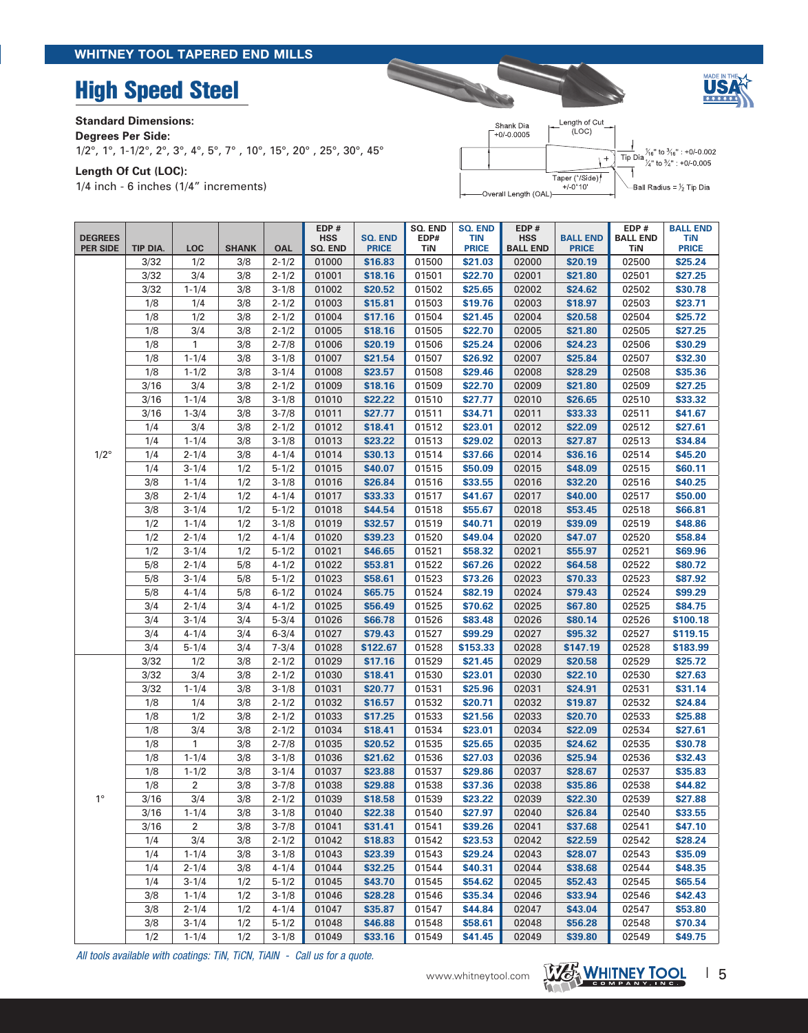**WHITNEY TOOL TAPERED END MILLS**

# High Speed Steel

**Standard Dimensions:**

**Degrees Per Side:**
1/2°, 1°, 1-1/2°, 2°, 3°, 4°, 5°, 7° , 10°, 15°, 20° , 25°, 30°, 45°

**Length Of Cut (LOC):**
1/4 inch - 6 inches (1/4" increments)

Shank Dia +0/-0.0005
Length of Cut (LOC)
Tip Dia 1/16" to 3/16" : +0/-0.002; 1/4" to 3/4" : +0/-0.005
Taper (°/Side) +/-0°10'
Overall Length (OAL)
Ball Radius = 1/2 Tip Dia

| DEGREES PER SIDE | TIP DIA. | LOC | SHANK | OAL | EDP # HSS SQ. END | SQ. END PRICE | SQ. END EDP# TiN | SQ. END TIN PRICE | EDP # HSS BALL END | BALL END PRICE | EDP # BALL END TiN | BALL END TiN PRICE |
|---|---|---|---|---|---|---|---|---|---|---|---|---|
| 1/2° | 3/32 | 1/2 | 3/8 | 2-1/2 | 01000 | $16.83 | 01500 | $21.03 | 02000 | $20.19 | 02500 | $25.24 |
| | 3/32 | 3/4 | 3/8 | 2-1/2 | 01001 | $18.16 | 01501 | $22.70 | 02001 | $21.80 | 02501 | $27.25 |
| | 3/32 | 1-1/4 | 3/8 | 3-1/8 | 01002 | $20.52 | 01502 | $25.65 | 02002 | $24.62 | 02502 | $30.78 |
| | 1/8 | 1/4 | 3/8 | 2-1/2 | 01003 | $15.81 | 01503 | $19.76 | 02003 | $18.97 | 02503 | $23.71 |
| | 1/8 | 1/2 | 3/8 | 2-1/2 | 01004 | $17.16 | 01504 | $21.45 | 02004 | $20.58 | 02504 | $25.72 |
| | 1/8 | 3/4 | 3/8 | 2-1/2 | 01005 | $18.16 | 01505 | $22.70 | 02005 | $21.80 | 02505 | $27.25 |
| | 1/8 | 1 | 3/8 | 2-7/8 | 01006 | $20.19 | 01506 | $25.24 | 02006 | $24.23 | 02506 | $30.29 |
| | 1/8 | 1-1/4 | 3/8 | 3-1/8 | 01007 | $21.54 | 01507 | $26.92 | 02007 | $25.84 | 02507 | $32.30 |
| | 1/8 | 1-1/2 | 3/8 | 3-1/4 | 01008 | $23.57 | 01508 | $29.46 | 02008 | $28.29 | 02508 | $35.36 |
| | 3/16 | 3/4 | 3/8 | 2-1/2 | 01009 | $18.16 | 01509 | $22.70 | 02009 | $21.80 | 02509 | $27.25 |
| | 3/16 | 1-1/4 | 3/8 | 3-1/8 | 01010 | $22.22 | 01510 | $27.77 | 02010 | $26.65 | 02510 | $33.32 |
| | 3/16 | 1-3/4 | 3/8 | 3-7/8 | 01011 | $27.77 | 01511 | $34.71 | 02011 | $33.33 | 02511 | $41.67 |
| | 1/4 | 3/4 | 3/8 | 2-1/2 | 01012 | $18.41 | 01512 | $23.01 | 02012 | $22.09 | 02512 | $27.61 |
| | 1/4 | 1-1/4 | 3/8 | 3-1/8 | 01013 | $23.22 | 01513 | $29.02 | 02013 | $27.87 | 02513 | $34.84 |
| | 1/4 | 2-1/4 | 3/8 | 4-1/4 | 01014 | $30.13 | 01514 | $37.66 | 02014 | $36.16 | 02514 | $45.20 |
| | 1/4 | 3-1/4 | 1/2 | 5-1/2 | 01015 | $40.07 | 01515 | $50.09 | 02015 | $48.09 | 02515 | $60.11 |
| | 3/8 | 1-1/4 | 1/2 | 3-1/8 | 01016 | $26.84 | 01516 | $33.55 | 02016 | $32.20 | 02516 | $40.25 |
| | 3/8 | 2-1/4 | 1/2 | 4-1/4 | 01017 | $33.33 | 01517 | $41.67 | 02017 | $40.00 | 02517 | $50.00 |
| | 3/8 | 3-1/4 | 1/2 | 5-1/2 | 01018 | $44.54 | 01518 | $55.67 | 02018 | $53.45 | 02518 | $66.81 |
| | 1/2 | 1-1/4 | 1/2 | 3-1/8 | 01019 | $32.57 | 01519 | $40.71 | 02019 | $39.09 | 02519 | $48.86 |
| | 1/2 | 2-1/4 | 1/2 | 4-1/4 | 01020 | $39.23 | 01520 | $49.04 | 02020 | $47.07 | 02520 | $58.84 |
| | 1/2 | 3-1/4 | 1/2 | 5-1/2 | 01021 | $46.65 | 01521 | $58.32 | 02021 | $55.97 | 02521 | $69.96 |
| | 5/8 | 2-1/4 | 5/8 | 4-1/2 | 01022 | $53.81 | 01522 | $67.26 | 02022 | $64.58 | 02522 | $80.72 |
| | 5/8 | 3-1/4 | 5/8 | 5-1/2 | 01023 | $58.61 | 01523 | $73.26 | 02023 | $70.33 | 02523 | $87.92 |
| | 5/8 | 4-1/4 | 5/8 | 6-1/2 | 01024 | $65.75 | 01524 | $82.19 | 02024 | $79.43 | 02524 | $99.29 |
| | 3/4 | 2-1/4 | 3/4 | 4-1/2 | 01025 | $56.49 | 01525 | $70.62 | 02025 | $67.80 | 02525 | $84.75 |
| | 3/4 | 3-1/4 | 3/4 | 5-3/4 | 01026 | $66.78 | 01526 | $83.48 | 02026 | $80.14 | 02526 | $100.18 |
| | 3/4 | 4-1/4 | 3/4 | 6-3/4 | 01027 | $79.43 | 01527 | $99.29 | 02027 | $95.32 | 02527 | $119.15 |
| | 3/4 | 5-1/4 | 3/4 | 7-3/4 | 01028 | $122.67 | 01528 | $153.33 | 02028 | $147.19 | 02528 | $183.99 |
| 1° | 3/32 | 1/2 | 3/8 | 2-1/2 | 01029 | $17.16 | 01529 | $21.45 | 02029 | $20.58 | 02529 | $25.72 |
| | 3/32 | 3/4 | 3/8 | 2-1/2 | 01030 | $18.41 | 01530 | $23.01 | 02030 | $22.10 | 02530 | $27.63 |
| | 3/32 | 1-1/4 | 3/8 | 3-1/8 | 01031 | $20.77 | 01531 | $25.96 | 02031 | $24.91 | 02531 | $31.14 |
| | 1/8 | 1/4 | 3/8 | 2-1/2 | 01032 | $16.57 | 01532 | $20.71 | 02032 | $19.87 | 02532 | $24.84 |
| | 1/8 | 1/2 | 3/8 | 2-1/2 | 01033 | $17.25 | 01533 | $21.56 | 02033 | $20.70 | 02533 | $25.88 |
| | 1/8 | 3/4 | 3/8 | 2-1/2 | 01034 | $18.41 | 01534 | $23.01 | 02034 | $22.09 | 02534 | $27.61 |
| | 1/8 | 1 | 3/8 | 2-7/8 | 01035 | $20.52 | 01535 | $25.65 | 02035 | $24.62 | 02535 | $30.78 |
| | 1/8 | 1-1/4 | 3/8 | 3-1/8 | 01036 | $21.62 | 01536 | $27.03 | 02036 | $25.94 | 02536 | $32.43 |
| | 1/8 | 1-1/2 | 3/8 | 3-1/4 | 01037 | $23.88 | 01537 | $29.86 | 02037 | $28.67 | 02537 | $35.83 |
| | 1/8 | 2 | 3/8 | 3-7/8 | 01038 | $29.88 | 01538 | $37.36 | 02038 | $35.86 | 02538 | $44.82 |
| | 3/16 | 3/4 | 3/8 | 2-1/2 | 01039 | $18.58 | 01539 | $23.22 | 02039 | $22.30 | 02539 | $27.88 |
| | 3/16 | 1-1/4 | 3/8 | 3-1/8 | 01040 | $22.38 | 01540 | $27.97 | 02040 | $26.84 | 02540 | $33.55 |
| | 3/16 | 2 | 3/8 | 3-7/8 | 01041 | $31.41 | 01541 | $39.26 | 02041 | $37.68 | 02541 | $47.10 |
| | 1/4 | 3/4 | 3/8 | 2-1/2 | 01042 | $18.83 | 01542 | $23.53 | 02042 | $22.59 | 02542 | $28.24 |
| | 1/4 | 1-1/4 | 3/8 | 3-1/8 | 01043 | $23.39 | 01543 | $29.24 | 02043 | $28.07 | 02543 | $35.09 |
| | 1/4 | 2-1/4 | 3/8 | 4-1/4 | 01044 | $32.25 | 01544 | $40.31 | 02044 | $38.68 | 02544 | $48.35 |
| | 1/4 | 3-1/4 | 1/2 | 5-1/2 | 01045 | $43.70 | 01545 | $54.62 | 02045 | $52.43 | 02545 | $65.54 |
| | 3/8 | 1-1/4 | 1/2 | 3-1/8 | 01046 | $28.28 | 01546 | $35.34 | 02046 | $33.94 | 02546 | $42.43 |
| | 3/8 | 2-1/4 | 1/2 | 4-1/4 | 01047 | $35.87 | 01547 | $44.84 | 02047 | $43.04 | 02547 | $53.80 |
| | 3/8 | 3-1/4 | 1/2 | 5-1/2 | 01048 | $46.88 | 01548 | $58.61 | 02048 | $56.28 | 02548 | $70.34 |
| | 1/2 | 1-1/4 | 1/2 | 3-1/8 | 01049 | $33.16 | 01549 | $41.45 | 02049 | $39.80 | 02549 | $49.75 |

*All tools available with coatings: TiN, TiCN, TiAlN - Call us for a quote.*

www.whitneytool.com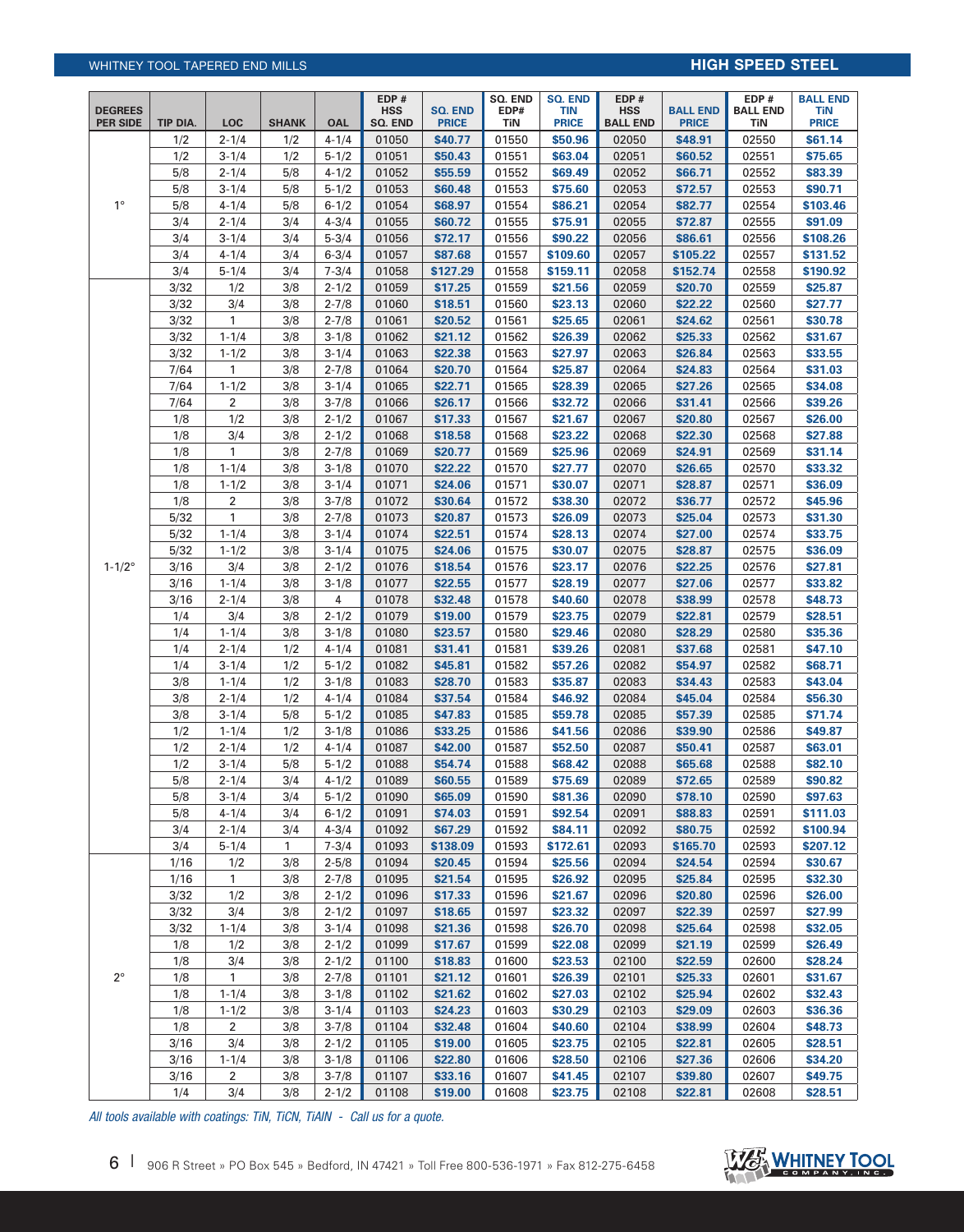WHITNEY TOOL TAPERED END MILLS

## HIGH SPEED STEEL

| DEGREES PER SIDE | TIP DIA. | LOC | SHANK | OAL | EDP # HSS SQ. END | SQ. END PRICE | SQ. END EDP# TiN | SQ. END TiN PRICE | EDP # HSS BALL END | BALL END PRICE | EDP # BALL END TiN | BALL END TiN PRICE |
|---|---|---|---|---|---|---|---|---|---|---|---|---|
| 1° | 1/2 | 2-1/4 | 1/2 | 4-1/4 | 01050 | $40.77 | 01550 | $50.96 | 02050 | $48.91 | 02550 | $61.14 |
| | 1/2 | 3-1/4 | 1/2 | 5-1/2 | 01051 | $50.43 | 01551 | $63.04 | 02051 | $60.52 | 02551 | $75.65 |
| | 5/8 | 2-1/4 | 5/8 | 4-1/2 | 01052 | $55.59 | 01552 | $69.49 | 02052 | $66.71 | 02552 | $83.39 |
| | 5/8 | 3-1/4 | 5/8 | 5-1/2 | 01053 | $60.48 | 01553 | $75.60 | 02053 | $72.57 | 02553 | $90.71 |
| | 5/8 | 4-1/4 | 5/8 | 6-1/2 | 01054 | $68.97 | 01554 | $86.21 | 02054 | $82.77 | 02554 | $103.46 |
| | 3/4 | 2-1/4 | 3/4 | 4-3/4 | 01055 | $60.72 | 01555 | $75.91 | 02055 | $72.87 | 02555 | $91.09 |
| | 3/4 | 3-1/4 | 3/4 | 5-3/4 | 01056 | $72.17 | 01556 | $90.22 | 02056 | $86.61 | 02556 | $108.26 |
| | 3/4 | 4-1/4 | 3/4 | 6-3/4 | 01057 | $87.68 | 01557 | $109.60 | 02057 | $105.22 | 02557 | $131.52 |
| | 3/4 | 5-1/4 | 3/4 | 7-3/4 | 01058 | $127.29 | 01558 | $159.11 | 02058 | $152.74 | 02558 | $190.92 |
| 1-1/2° | 3/32 | 1/2 | 3/8 | 2-1/2 | 01059 | $17.25 | 01559 | $21.56 | 02059 | $20.70 | 02559 | $25.87 |
| | 3/32 | 3/4 | 3/8 | 2-7/8 | 01060 | $18.51 | 01560 | $23.13 | 02060 | $22.22 | 02560 | $27.77 |
| | 3/32 | 1 | 3/8 | 2-7/8 | 01061 | $20.52 | 01561 | $25.65 | 02061 | $24.62 | 02561 | $30.78 |
| | 3/32 | 1-1/4 | 3/8 | 3-1/8 | 01062 | $21.12 | 01562 | $26.39 | 02062 | $25.33 | 02562 | $31.67 |
| | 3/32 | 1-1/2 | 3/8 | 3-1/4 | 01063 | $22.38 | 01563 | $27.97 | 02063 | $26.84 | 02563 | $33.55 |
| | 7/64 | 1 | 3/8 | 2-7/8 | 01064 | $20.70 | 01564 | $25.87 | 02064 | $24.83 | 02564 | $31.03 |
| | 7/64 | 1-1/2 | 3/8 | 3-1/4 | 01065 | $22.71 | 01565 | $28.39 | 02065 | $27.26 | 02565 | $34.08 |
| | 7/64 | 2 | 3/8 | 3-7/8 | 01066 | $26.17 | 01566 | $32.72 | 02066 | $31.41 | 02566 | $39.26 |
| | 1/8 | 1/2 | 3/8 | 2-1/2 | 01067 | $17.33 | 01567 | $21.67 | 02067 | $20.80 | 02567 | $26.00 |
| | 1/8 | 3/4 | 3/8 | 2-1/2 | 01068 | $18.58 | 01568 | $23.22 | 02068 | $22.30 | 02568 | $27.88 |
| | 1/8 | 1 | 3/8 | 2-7/8 | 01069 | $20.77 | 01569 | $25.96 | 02069 | $24.91 | 02569 | $31.14 |
| | 1/8 | 1-1/4 | 3/8 | 3-1/8 | 01070 | $22.22 | 01570 | $27.77 | 02070 | $26.65 | 02570 | $33.32 |
| | 1/8 | 1-1/2 | 3/8 | 3-1/4 | 01071 | $24.06 | 01571 | $30.07 | 02071 | $28.87 | 02571 | $36.09 |
| | 1/8 | 2 | 3/8 | 3-7/8 | 01072 | $30.64 | 01572 | $38.30 | 02072 | $36.77 | 02572 | $45.96 |
| | 5/32 | 1 | 3/8 | 2-7/8 | 01073 | $20.87 | 01573 | $26.09 | 02073 | $25.04 | 02573 | $31.30 |
| | 5/32 | 1-1/4 | 3/8 | 3-1/4 | 01074 | $22.51 | 01574 | $28.13 | 02074 | $27.00 | 02574 | $33.75 |
| | 5/32 | 1-1/2 | 3/8 | 3-1/4 | 01075 | $24.06 | 01575 | $30.07 | 02075 | $28.87 | 02575 | $36.09 |
| | 3/16 | 3/4 | 3/8 | 2-1/2 | 01076 | $18.54 | 01576 | $23.17 | 02076 | $22.25 | 02576 | $27.81 |
| | 3/16 | 1-1/4 | 3/8 | 3-1/8 | 01077 | $22.55 | 01577 | $28.19 | 02077 | $27.06 | 02577 | $33.82 |
| | 3/16 | 2-1/4 | 3/8 | 4 | 01078 | $32.48 | 01578 | $40.60 | 02078 | $38.99 | 02578 | $48.73 |
| | 1/4 | 3/4 | 3/8 | 2-1/2 | 01079 | $19.00 | 01579 | $23.75 | 02079 | $22.81 | 02579 | $28.51 |
| | 1/4 | 1-1/4 | 3/8 | 3-1/8 | 01080 | $23.57 | 01580 | $29.46 | 02080 | $28.29 | 02580 | $35.36 |
| | 1/4 | 2-1/4 | 1/2 | 4-1/4 | 01081 | $31.41 | 01581 | $39.26 | 02081 | $37.68 | 02581 | $47.10 |
| | 1/4 | 3-1/4 | 1/2 | 5-1/2 | 01082 | $45.81 | 01582 | $57.26 | 02082 | $54.97 | 02582 | $68.71 |
| | 3/8 | 1-1/4 | 1/2 | 3-1/8 | 01083 | $28.70 | 01583 | $35.87 | 02083 | $34.43 | 02583 | $43.04 |
| | 3/8 | 2-1/4 | 1/2 | 4-1/4 | 01084 | $37.54 | 01584 | $46.92 | 02084 | $45.04 | 02584 | $56.30 |
| | 3/8 | 3-1/4 | 5/8 | 5-1/2 | 01085 | $47.83 | 01585 | $59.78 | 02085 | $57.39 | 02585 | $71.74 |
| | 1/2 | 1-1/4 | 1/2 | 3-1/8 | 01086 | $33.25 | 01586 | $41.56 | 02086 | $39.90 | 02586 | $49.87 |
| | 1/2 | 2-1/4 | 1/2 | 4-1/4 | 01087 | $42.00 | 01587 | $52.50 | 02087 | $50.41 | 02587 | $63.01 |
| | 1/2 | 3-1/4 | 5/8 | 5-1/2 | 01088 | $54.74 | 01588 | $68.42 | 02088 | $65.68 | 02588 | $82.10 |
| | 5/8 | 2-1/4 | 3/4 | 4-1/2 | 01089 | $60.55 | 01589 | $75.69 | 02089 | $72.65 | 02589 | $90.82 |
| | 5/8 | 3-1/4 | 3/4 | 5-1/2 | 01090 | $65.09 | 01590 | $81.36 | 02090 | $78.10 | 02590 | $97.63 |
| | 5/8 | 4-1/4 | 3/4 | 6-1/2 | 01091 | $74.03 | 01591 | $92.54 | 02091 | $88.83 | 02591 | $111.03 |
| | 3/4 | 2-1/4 | 3/4 | 4-3/4 | 01092 | $67.29 | 01592 | $84.11 | 02092 | $80.75 | 02592 | $100.94 |
| | 3/4 | 5-1/4 | 1 | 7-3/4 | 01093 | $138.09 | 01593 | $172.61 | 02093 | $165.70 | 02593 | $207.12 |
| 2° | 1/16 | 1/2 | 3/8 | 2-5/8 | 01094 | $20.45 | 01594 | $25.56 | 02094 | $24.54 | 02594 | $30.67 |
| | 1/16 | 1 | 3/8 | 2-7/8 | 01095 | $21.54 | 01595 | $26.92 | 02095 | $25.84 | 02595 | $32.30 |
| | 3/32 | 1/2 | 3/8 | 2-1/2 | 01096 | $17.33 | 01596 | $21.67 | 02096 | $20.80 | 02596 | $26.00 |
| | 3/32 | 3/4 | 3/8 | 2-1/2 | 01097 | $18.65 | 01597 | $23.32 | 02097 | $22.39 | 02597 | $27.99 |
| | 3/32 | 1-1/4 | 3/8 | 3-1/4 | 01098 | $21.36 | 01598 | $26.70 | 02098 | $25.64 | 02598 | $32.05 |
| | 1/8 | 1/2 | 3/8 | 2-1/2 | 01099 | $17.67 | 01599 | $22.08 | 02099 | $21.19 | 02599 | $26.49 |
| | 1/8 | 3/4 | 3/8 | 2-1/2 | 01100 | $18.83 | 01600 | $23.53 | 02100 | $22.59 | 02600 | $28.24 |
| | 1/8 | 1 | 3/8 | 2-7/8 | 01101 | $21.12 | 01601 | $26.39 | 02101 | $25.33 | 02601 | $31.67 |
| | 1/8 | 1-1/4 | 3/8 | 3-1/8 | 01102 | $21.62 | 01602 | $27.03 | 02102 | $25.94 | 02602 | $32.43 |
| | 1/8 | 1-1/2 | 3/8 | 3-1/4 | 01103 | $24.23 | 01603 | $30.29 | 02103 | $29.09 | 02603 | $36.36 |
| | 1/8 | 2 | 3/8 | 3-7/8 | 01104 | $32.48 | 01604 | $40.60 | 02104 | $38.99 | 02604 | $48.73 |
| | 3/16 | 3/4 | 3/8 | 2-1/2 | 01105 | $19.00 | 01605 | $23.75 | 02105 | $22.81 | 02605 | $28.51 |
| | 3/16 | 1-1/4 | 3/8 | 3-1/8 | 01106 | $22.80 | 01606 | $28.50 | 02106 | $27.36 | 02606 | $34.20 |
| | 3/16 | 2 | 3/8 | 3-7/8 | 01107 | $33.16 | 01607 | $41.45 | 02107 | $39.80 | 02607 | $49.75 |
| | 1/4 | 3/4 | 3/8 | 2-1/2 | 01108 | $19.00 | 01608 | $23.75 | 02108 | $22.81 | 02608 | $28.51 |

*All tools available with coatings: TiN, TiCN, TiAlN - Call us for a quote.*

906 R Street » PO Box 545 » Bedford, IN 47421 » Toll Free 800-536-1971 » Fax 812-275-6458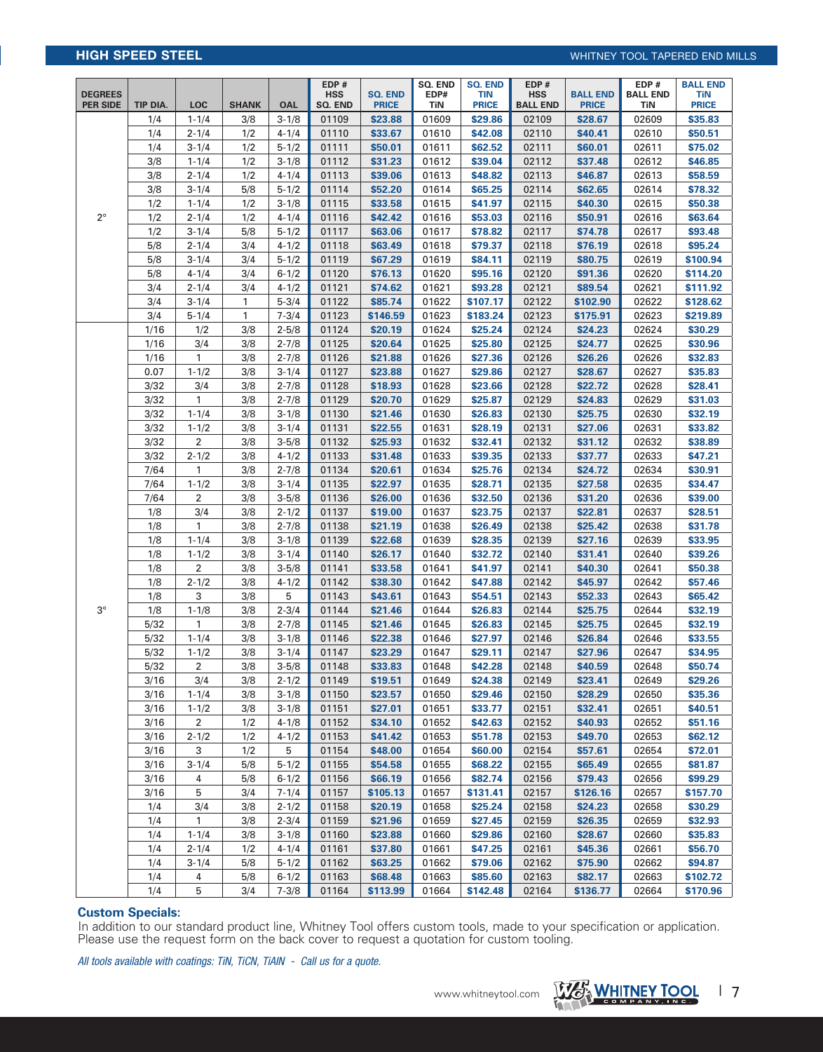## HIGH SPEED STEEL

WHITNEY TOOL TAPERED END MILLS

| DEGREES PER SIDE | TIP DIA. | LOC | SHANK | OAL | EDP # HSS SQ. END | SQ. END PRICE | SQ. END EDP# TiN | SQ. END TiN PRICE | EDP # HSS BALL END | BALL END PRICE | EDP # BALL END TiN | BALL END TiN PRICE |
|---|---|---|---|---|---|---|---|---|---|---|---|---|
| 2° | 1/4 | 1-1/4 | 3/8 | 3-1/8 | 01109 | $23.88 | 01609 | $29.86 | 02109 | $28.67 | 02609 | $35.83 |
| | 1/4 | 2-1/4 | 1/2 | 4-1/4 | 01110 | $33.67 | 01610 | $42.08 | 02110 | $40.41 | 02610 | $50.51 |
| | 1/4 | 3-1/4 | 1/2 | 5-1/2 | 01111 | $50.01 | 01611 | $62.52 | 02111 | $60.01 | 02611 | $75.02 |
| | 3/8 | 1-1/4 | 1/2 | 3-1/8 | 01112 | $31.23 | 01612 | $39.04 | 02112 | $37.48 | 02612 | $46.85 |
| | 3/8 | 2-1/4 | 1/2 | 4-1/4 | 01113 | $39.06 | 01613 | $48.82 | 02113 | $46.87 | 02613 | $58.59 |
| | 3/8 | 3-1/4 | 5/8 | 5-1/2 | 01114 | $52.20 | 01614 | $65.25 | 02114 | $62.65 | 02614 | $78.32 |
| | 1/2 | 1-1/4 | 1/2 | 3-1/8 | 01115 | $33.58 | 01615 | $41.97 | 02115 | $40.30 | 02615 | $50.38 |
| | 1/2 | 2-1/4 | 1/2 | 4-1/4 | 01116 | $42.42 | 01616 | $53.03 | 02116 | $50.91 | 02616 | $63.64 |
| | 1/2 | 3-1/4 | 5/8 | 5-1/2 | 01117 | $63.06 | 01617 | $78.82 | 02117 | $74.78 | 02617 | $93.48 |
| | 5/8 | 2-1/4 | 3/4 | 4-1/2 | 01118 | $63.49 | 01618 | $79.37 | 02118 | $76.19 | 02618 | $95.24 |
| | 5/8 | 3-1/4 | 3/4 | 5-1/2 | 01119 | $67.29 | 01619 | $84.11 | 02119 | $80.75 | 02619 | $100.94 |
| | 5/8 | 4-1/4 | 3/4 | 6-1/2 | 01120 | $76.13 | 01620 | $95.16 | 02120 | $91.36 | 02620 | $114.20 |
| | 3/4 | 2-1/4 | 3/4 | 4-1/2 | 01121 | $74.62 | 01621 | $93.28 | 02121 | $89.54 | 02621 | $111.92 |
| | 3/4 | 3-1/4 | 1 | 5-3/4 | 01122 | $85.74 | 01622 | $107.17 | 02122 | $102.90 | 02622 | $128.62 |
| | 3/4 | 5-1/4 | 1 | 7-3/4 | 01123 | $146.59 | 01623 | $183.24 | 02123 | $175.91 | 02623 | $219.89 |
| 3° | 1/16 | 1/2 | 3/8 | 2-5/8 | 01124 | $20.19 | 01624 | $25.24 | 02124 | $24.23 | 02624 | $30.29 |
| | 1/16 | 3/4 | 3/8 | 2-7/8 | 01125 | $20.64 | 01625 | $25.80 | 02125 | $24.77 | 02625 | $30.96 |
| | 1/16 | 1 | 3/8 | 2-7/8 | 01126 | $21.88 | 01626 | $27.36 | 02126 | $26.26 | 02626 | $32.83 |
| | 0.07 | 1-1/2 | 3/8 | 3-1/4 | 01127 | $23.88 | 01627 | $29.86 | 02127 | $28.67 | 02627 | $35.83 |
| | 3/32 | 3/4 | 3/8 | 2-7/8 | 01128 | $18.93 | 01628 | $23.66 | 02128 | $22.72 | 02628 | $28.41 |
| | 3/32 | 1 | 3/8 | 2-7/8 | 01129 | $20.70 | 01629 | $25.87 | 02129 | $24.83 | 02629 | $31.03 |
| | 3/32 | 1-1/4 | 3/8 | 3-1/8 | 01130 | $21.46 | 01630 | $26.83 | 02130 | $25.75 | 02630 | $32.19 |
| | 3/32 | 1-1/2 | 3/8 | 3-1/4 | 01131 | $22.55 | 01631 | $28.19 | 02131 | $27.06 | 02631 | $33.82 |
| | 3/32 | 2 | 3/8 | 3-5/8 | 01132 | $25.93 | 01632 | $32.41 | 02132 | $31.12 | 02632 | $38.89 |
| | 3/32 | 2-1/2 | 3/8 | 4-1/2 | 01133 | $31.48 | 01633 | $39.35 | 02133 | $37.77 | 02633 | $47.21 |
| | 7/64 | 1 | 3/8 | 2-7/8 | 01134 | $20.61 | 01634 | $25.76 | 02134 | $24.72 | 02634 | $30.91 |
| | 7/64 | 1-1/2 | 3/8 | 3-1/4 | 01135 | $22.97 | 01635 | $28.71 | 02135 | $27.58 | 02635 | $34.47 |
| | 7/64 | 2 | 3/8 | 3-5/8 | 01136 | $26.00 | 01636 | $32.50 | 02136 | $31.20 | 02636 | $39.00 |
| | 1/8 | 3/4 | 3/8 | 2-1/2 | 01137 | $19.00 | 01637 | $23.75 | 02137 | $22.81 | 02637 | $28.51 |
| | 1/8 | 1 | 3/8 | 2-7/8 | 01138 | $21.19 | 01638 | $26.49 | 02138 | $25.42 | 02638 | $31.78 |
| | 1/8 | 1-1/4 | 3/8 | 3-1/8 | 01139 | $22.68 | 01639 | $28.35 | 02139 | $27.16 | 02639 | $33.95 |
| | 1/8 | 1-1/2 | 3/8 | 3-1/4 | 01140 | $26.17 | 01640 | $32.72 | 02140 | $31.41 | 02640 | $39.26 |
| | 1/8 | 2 | 3/8 | 3-5/8 | 01141 | $33.58 | 01641 | $41.97 | 02141 | $40.30 | 02641 | $50.38 |
| | 1/8 | 2-1/2 | 3/8 | 4-1/2 | 01142 | $38.30 | 01642 | $47.88 | 02142 | $45.97 | 02642 | $57.46 |
| | 1/8 | 3 | 3/8 | 5 | 01143 | $43.61 | 01643 | $54.51 | 02143 | $52.33 | 02643 | $65.42 |
| | 1/8 | 1-1/8 | 3/8 | 2-3/4 | 01144 | $21.46 | 01644 | $26.83 | 02144 | $25.75 | 02644 | $32.19 |
| | 5/32 | 1 | 3/8 | 2-7/8 | 01145 | $21.46 | 01645 | $26.83 | 02145 | $25.75 | 02645 | $32.19 |
| | 5/32 | 1-1/4 | 3/8 | 3-1/8 | 01146 | $22.38 | 01646 | $27.97 | 02146 | $26.84 | 02646 | $33.55 |
| | 5/32 | 1-1/2 | 3/8 | 3-1/4 | 01147 | $23.29 | 01647 | $29.11 | 02147 | $27.96 | 02647 | $34.95 |
| | 5/32 | 2 | 3/8 | 3-5/8 | 01148 | $33.83 | 01648 | $42.28 | 02148 | $40.59 | 02648 | $50.74 |
| | 3/16 | 3/4 | 3/8 | 2-1/2 | 01149 | $19.51 | 01649 | $24.38 | 02149 | $23.41 | 02649 | $29.26 |
| | 3/16 | 1-1/4 | 3/8 | 3-1/8 | 01150 | $23.57 | 01650 | $29.46 | 02150 | $28.29 | 02650 | $35.36 |
| | 3/16 | 1-1/2 | 3/8 | 3-1/8 | 01151 | $27.01 | 01651 | $33.77 | 02151 | $32.41 | 02651 | $40.51 |
| | 3/16 | 2 | 1/2 | 4-1/8 | 01152 | $34.10 | 01652 | $42.63 | 02152 | $40.93 | 02652 | $51.16 |
| | 3/16 | 2-1/2 | 1/2 | 4-1/2 | 01153 | $41.42 | 01653 | $51.78 | 02153 | $49.70 | 02653 | $62.12 |
| | 3/16 | 3 | 1/2 | 5 | 01154 | $48.00 | 01654 | $60.00 | 02154 | $57.61 | 02654 | $72.01 |
| | 3/16 | 3-1/4 | 5/8 | 5-1/2 | 01155 | $54.58 | 01655 | $68.22 | 02155 | $65.49 | 02655 | $81.87 |
| | 3/16 | 4 | 5/8 | 6-1/2 | 01156 | $66.19 | 01656 | $82.74 | 02156 | $79.43 | 02656 | $99.29 |
| | 3/16 | 5 | 3/4 | 7-1/4 | 01157 | $105.13 | 01657 | $131.41 | 02157 | $126.16 | 02657 | $157.70 |
| | 1/4 | 3/4 | 3/8 | 2-1/2 | 01158 | $20.19 | 01658 | $25.24 | 02158 | $24.23 | 02658 | $30.29 |
| | 1/4 | 1 | 3/8 | 2-3/4 | 01159 | $21.96 | 01659 | $27.45 | 02159 | $26.35 | 02659 | $32.93 |
| | 1/4 | 1-1/4 | 3/8 | 3-1/8 | 01160 | $23.88 | 01660 | $29.86 | 02160 | $28.67 | 02660 | $35.83 |
| | 1/4 | 2-1/4 | 1/2 | 4-1/4 | 01161 | $37.80 | 01661 | $47.25 | 02161 | $45.36 | 02661 | $56.70 |
| | 1/4 | 3-1/4 | 5/8 | 5-1/2 | 01162 | $63.25 | 01662 | $79.06 | 02162 | $75.90 | 02662 | $94.87 |
| | 1/4 | 4 | 5/8 | 6-1/2 | 01163 | $68.48 | 01663 | $85.60 | 02163 | $82.17 | 02663 | $102.72 |
| | 1/4 | 5 | 3/4 | 7-3/8 | 01164 | $113.99 | 01664 | $142.48 | 02164 | $136.77 | 02664 | $170.96 |

**Custom Specials:**

In addition to our standard product line, Whitney Tool offers custom tools, made to your specification or application. Please use the request form on the back cover to request a quotation for custom tooling.

*All tools available with coatings: TiN, TiCN, TiAlN - Call us for a quote.*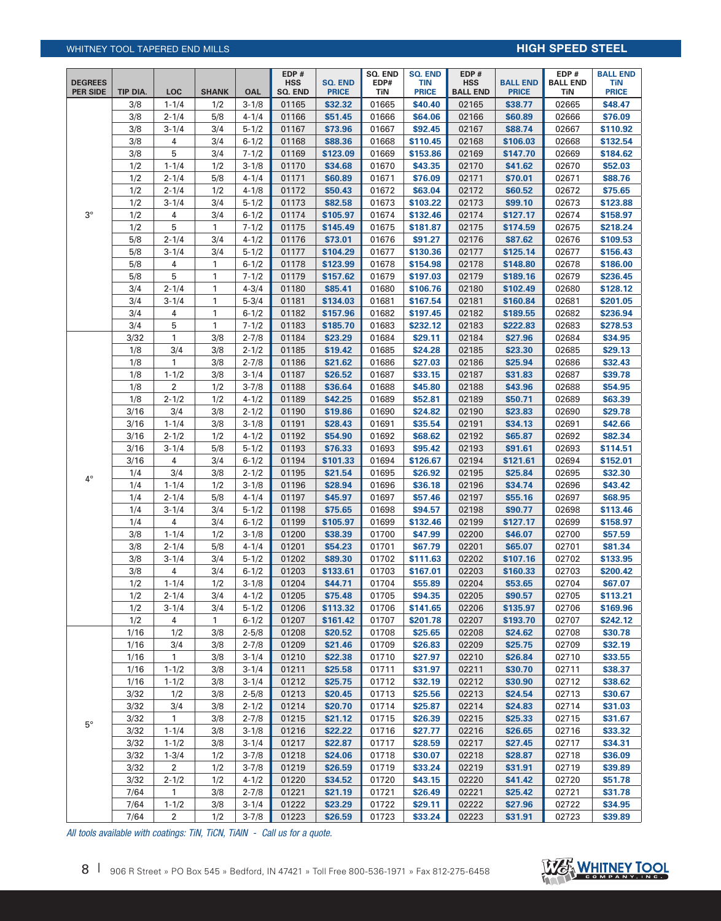WHITNEY TOOL TAPERED END MILLS

## HIGH SPEED STEEL

| DEGREES PER SIDE | TIP DIA. | LOC | SHANK | OAL | EDP # HSS SQ. END | SQ. END PRICE | SQ. END EDP# TiN | SQ. END TiN PRICE | EDP # HSS BALL END | BALL END PRICE | EDP # BALL END TiN | BALL END TiN PRICE |
|---|---|---|---|---|---|---|---|---|---|---|---|---|
| 3° | 3/8 | 1-1/4 | 1/2 | 3-1/8 | 01165 | $32.32 | 01665 | $40.40 | 02165 | $38.77 | 02665 | $48.47 |
| | 3/8 | 2-1/4 | 5/8 | 4-1/4 | 01166 | $51.45 | 01666 | $64.06 | 02166 | $60.89 | 02666 | $76.09 |
| | 3/8 | 3-1/4 | 3/4 | 5-1/2 | 01167 | $73.96 | 01667 | $92.45 | 02167 | $88.74 | 02667 | $110.92 |
| | 3/8 | 4 | 3/4 | 6-1/2 | 01168 | $88.36 | 01668 | $110.45 | 02168 | $106.03 | 02668 | $132.54 |
| | 3/8 | 5 | 3/4 | 7-1/2 | 01169 | $123.09 | 01669 | $153.86 | 02169 | $147.70 | 02669 | $184.62 |
| | 1/2 | 1-1/4 | 1/2 | 3-1/8 | 01170 | $34.68 | 01670 | $43.35 | 02170 | $41.62 | 02670 | $52.03 |
| | 1/2 | 2-1/4 | 5/8 | 4-1/4 | 01171 | $60.89 | 01671 | $76.09 | 02171 | $70.01 | 02671 | $88.76 |
| | 1/2 | 2-1/4 | 1/2 | 4-1/8 | 01172 | $50.43 | 01672 | $63.04 | 02172 | $60.52 | 02672 | $75.65 |
| | 1/2 | 3-1/4 | 3/4 | 5-1/2 | 01173 | $82.58 | 01673 | $103.22 | 02173 | $99.10 | 02673 | $123.88 |
| | 1/2 | 4 | 3/4 | 6-1/2 | 01174 | $105.97 | 01674 | $132.46 | 02174 | $127.17 | 02674 | $158.97 |
| | 1/2 | 5 | 1 | 7-1/2 | 01175 | $145.49 | 01675 | $181.87 | 02175 | $174.59 | 02675 | $218.24 |
| | 5/8 | 2-1/4 | 3/4 | 4-1/2 | 01176 | $73.01 | 01676 | $91.27 | 02176 | $87.62 | 02676 | $109.53 |
| | 5/8 | 3-1/4 | 3/4 | 5-1/2 | 01177 | $104.29 | 01677 | $130.36 | 02177 | $125.14 | 02677 | $156.43 |
| | 5/8 | 4 | 1 | 6-1/2 | 01178 | $123.99 | 01678 | $154.98 | 02178 | $148.80 | 02678 | $186.00 |
| | 5/8 | 5 | 1 | 7-1/2 | 01179 | $157.62 | 01679 | $197.03 | 02179 | $189.16 | 02679 | $236.45 |
| | 3/4 | 2-1/4 | 1 | 4-3/4 | 01180 | $85.41 | 01680 | $106.76 | 02180 | $102.49 | 02680 | $128.12 |
| | 3/4 | 3-1/4 | 1 | 5-3/4 | 01181 | $134.03 | 01681 | $167.54 | 02181 | $160.84 | 02681 | $201.05 |
| | 3/4 | 4 | 1 | 6-1/2 | 01182 | $157.96 | 01682 | $197.45 | 02182 | $189.55 | 02682 | $236.94 |
| | 3/4 | 5 | 1 | 7-1/2 | 01183 | $185.70 | 01683 | $232.12 | 02183 | $222.83 | 02683 | $278.53 |
| 4° | 3/32 | 1 | 3/8 | 2-7/8 | 01184 | $23.29 | 01684 | $29.11 | 02184 | $27.96 | 02684 | $34.95 |
| | 1/8 | 3/4 | 3/8 | 2-1/2 | 01185 | $19.42 | 01685 | $24.28 | 02185 | $23.30 | 02685 | $29.13 |
| | 1/8 | 1 | 3/8 | 2-7/8 | 01186 | $21.62 | 01686 | $27.03 | 02186 | $25.94 | 02686 | $32.43 |
| | 1/8 | 1-1/2 | 3/8 | 3-1/4 | 01187 | $26.52 | 01687 | $33.15 | 02187 | $31.83 | 02687 | $39.78 |
| | 1/8 | 2 | 1/2 | 3-7/8 | 01188 | $36.64 | 01688 | $45.80 | 02188 | $43.96 | 02688 | $54.95 |
| | 1/8 | 2-1/2 | 1/2 | 4-1/2 | 01189 | $42.25 | 01689 | $52.81 | 02189 | $50.71 | 02689 | $63.39 |
| | 3/16 | 3/4 | 3/8 | 2-1/2 | 01190 | $19.86 | 01690 | $24.82 | 02190 | $23.83 | 02690 | $29.78 |
| | 3/16 | 1-1/4 | 3/8 | 3-1/8 | 01191 | $28.43 | 01691 | $35.54 | 02191 | $34.13 | 02691 | $42.66 |
| | 3/16 | 2-1/2 | 1/2 | 4-1/2 | 01192 | $54.90 | 01692 | $68.62 | 02192 | $65.87 | 02692 | $82.34 |
| | 3/16 | 3-1/4 | 5/8 | 5-1/2 | 01193 | $76.33 | 01693 | $95.42 | 02193 | $91.61 | 02693 | $114.51 |
| | 3/16 | 4 | 3/4 | 6-1/2 | 01194 | $101.33 | 01694 | $126.67 | 02194 | $121.61 | 02694 | $152.01 |
| | 1/4 | 3/4 | 3/8 | 2-1/2 | 01195 | $21.54 | 01695 | $26.92 | 02195 | $25.84 | 02695 | $32.30 |
| | 1/4 | 1-1/4 | 1/2 | 3-1/8 | 01196 | $28.94 | 01696 | $36.18 | 02196 | $34.74 | 02696 | $43.42 |
| | 1/4 | 2-1/4 | 5/8 | 4-1/4 | 01197 | $45.97 | 01697 | $57.46 | 02197 | $55.16 | 02697 | $68.95 |
| | 1/4 | 3-1/4 | 3/4 | 5-1/2 | 01198 | $75.65 | 01698 | $94.57 | 02198 | $90.77 | 02698 | $113.46 |
| | 1/4 | 4 | 3/4 | 6-1/2 | 01199 | $105.97 | 01699 | $132.46 | 02199 | $127.17 | 02699 | $158.97 |
| | 3/8 | 1-1/4 | 1/2 | 3-1/8 | 01200 | $38.39 | 01700 | $47.99 | 02200 | $46.07 | 02700 | $57.59 |
| | 3/8 | 2-1/4 | 5/8 | 4-1/4 | 01201 | $54.23 | 01701 | $67.79 | 02201 | $65.07 | 02701 | $81.34 |
| | 3/8 | 3-1/4 | 3/4 | 5-1/2 | 01202 | $89.30 | 01702 | $111.63 | 02202 | $107.16 | 02702 | $133.95 |
| | 3/8 | 4 | 3/4 | 6-1/2 | 01203 | $133.61 | 01703 | $167.01 | 02203 | $160.33 | 02703 | $200.42 |
| | 1/2 | 1-1/4 | 1/2 | 3-1/8 | 01204 | $44.71 | 01704 | $55.89 | 02204 | $53.65 | 02704 | $67.07 |
| | 1/2 | 2-1/4 | 3/4 | 4-1/2 | 01205 | $75.48 | 01705 | $94.35 | 02205 | $90.57 | 02705 | $113.21 |
| | 1/2 | 3-1/4 | 3/4 | 5-1/2 | 01206 | $113.32 | 01706 | $141.65 | 02206 | $135.97 | 02706 | $169.96 |
| | 1/2 | 4 | 1 | 6-1/2 | 01207 | $161.42 | 01707 | $201.78 | 02207 | $193.70 | 02707 | $242.12 |
| 5° | 1/16 | 1/2 | 3/8 | 2-5/8 | 01208 | $20.52 | 01708 | $25.65 | 02208 | $24.62 | 02708 | $30.78 |
| | 1/16 | 3/4 | 3/8 | 2-7/8 | 01209 | $21.46 | 01709 | $26.83 | 02209 | $25.75 | 02709 | $32.19 |
| | 1/16 | 1 | 3/8 | 3-1/4 | 01210 | $22.38 | 01710 | $27.97 | 02210 | $26.84 | 02710 | $33.55 |
| | 1/16 | 1-1/2 | 3/8 | 3-1/4 | 01211 | $25.58 | 01711 | $31.97 | 02211 | $30.70 | 02711 | $38.37 |
| | 1/16 | 1-1/2 | 3/8 | 3-1/4 | 01212 | $25.75 | 01712 | $32.19 | 02212 | $30.90 | 02712 | $38.62 |
| | 3/32 | 1/2 | 3/8 | 2-5/8 | 01213 | $20.45 | 01713 | $25.56 | 02213 | $24.54 | 02713 | $30.67 |
| | 3/32 | 3/4 | 3/8 | 2-1/2 | 01214 | $20.70 | 01714 | $25.87 | 02214 | $24.83 | 02714 | $31.03 |
| | 3/32 | 1 | 3/8 | 2-7/8 | 01215 | $21.12 | 01715 | $26.39 | 02215 | $25.33 | 02715 | $31.67 |
| | 3/32 | 1-1/4 | 3/8 | 3-1/8 | 01216 | $22.22 | 01716 | $27.77 | 02216 | $26.65 | 02716 | $33.32 |
| | 3/32 | 1-1/2 | 3/8 | 3-1/4 | 01217 | $22.87 | 01717 | $28.59 | 02217 | $27.45 | 02717 | $34.31 |
| | 3/32 | 1-3/4 | 1/2 | 3-7/8 | 01218 | $24.06 | 01718 | $30.07 | 02218 | $28.87 | 02718 | $36.09 |
| | 3/32 | 2 | 1/2 | 3-7/8 | 01219 | $26.59 | 01719 | $33.24 | 02219 | $31.91 | 02719 | $39.89 |
| | 3/32 | 2-1/2 | 1/2 | 4-1/2 | 01220 | $34.52 | 01720 | $43.15 | 02220 | $41.42 | 02720 | $51.78 |
| | 7/64 | 1 | 3/8 | 2-7/8 | 01221 | $21.19 | 01721 | $26.49 | 02221 | $25.42 | 02721 | $31.78 |
| | 7/64 | 1-1/2 | 3/8 | 3-1/4 | 01222 | $23.29 | 01722 | $29.11 | 02222 | $27.96 | 02722 | $34.95 |
| | 7/64 | 2 | 1/2 | 3-7/8 | 01223 | $26.59 | 01723 | $33.24 | 02223 | $31.91 | 02723 | $39.89 |

*All tools available with coatings: TiN, TiCN, TiAlN - Call us for a quote.*

906 R Street » PO Box 545 » Bedford, IN 47421 » Toll Free 800-536-1971 » Fax 812-275-6458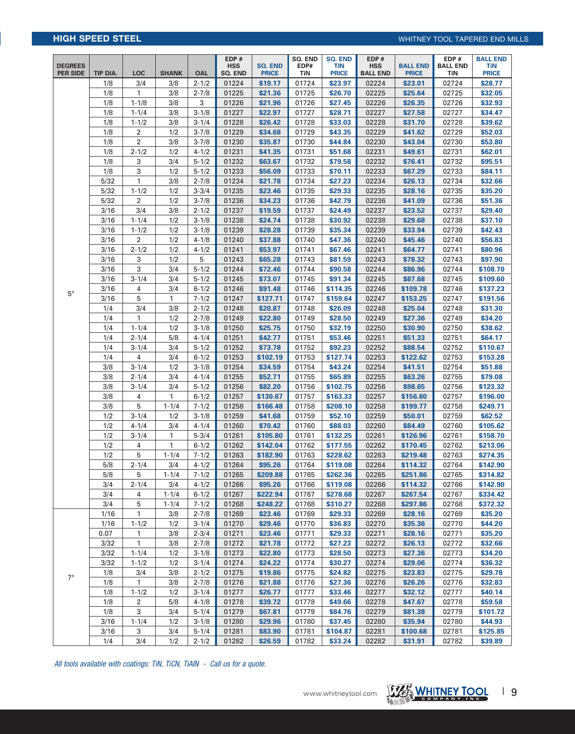## HIGH SPEED STEEL

WHITNEY TOOL TAPERED END MILLS

| DEGREES PER SIDE | TIP DIA. | LOC | SHANK | OAL | EDP # HSS SQ. END | SQ. END PRICE | SQ. END EDP# TiN | SQ. END TIN PRICE | EDP # HSS BALL END | BALL END PRICE | EDP # BALL END TiN | BALL END TiN PRICE |
|---|---|---|---|---|---|---|---|---|---|---|---|---|
| 5° | 1/8 | 3/4 | 3/8 | 2-1/2 | 01224 | $19.17 | 01724 | $23.97 | 02224 | $23.01 | 02724 | $28.77 |
| | 1/8 | 1 | 3/8 | 2-7/8 | 01225 | $21.36 | 01725 | $26.70 | 02225 | $25.64 | 02725 | $32.05 |
| | 1/8 | 1-1/8 | 3/8 | 3 | 01226 | $21.96 | 01726 | $27.45 | 02226 | $26.35 | 02726 | $32.93 |
| | 1/8 | 1-1/4 | 3/8 | 3-1/8 | 01227 | $22.97 | 01727 | $28.71 | 02227 | $27.58 | 02727 | $34.47 |
| | 1/8 | 1-1/2 | 3/8 | 3-1/4 | 01228 | $26.42 | 01728 | $33.03 | 02228 | $31.70 | 02728 | $39.62 |
| | 1/8 | 2 | 1/2 | 3-7/8 | 01229 | $34.68 | 01729 | $43.35 | 02229 | $41.62 | 02729 | $52.03 |
| | 1/8 | 2 | 3/8 | 3-7/8 | 01230 | $35.87 | 01730 | $44.84 | 02230 | $43.04 | 02730 | $53.80 |
| | 1/8 | 2-1/2 | 1/2 | 4-1/2 | 01231 | $41.35 | 01731 | $51.68 | 02231 | $49.61 | 02731 | $62.01 |
| | 1/8 | 3 | 3/4 | 5-1/2 | 01232 | $63.67 | 01732 | $79.58 | 02232 | $76.41 | 02732 | $95.51 |
| | 1/8 | 3 | 1/2 | 5-1/2 | 01233 | $56.09 | 01733 | $70.11 | 02233 | $67.29 | 02733 | $84.11 |
| | 5/32 | 1 | 3/8 | 2-7/8 | 01234 | $21.78 | 01734 | $27.23 | 02234 | $26.13 | 02734 | $32.66 |
| | 5/32 | 1-1/2 | 1/2 | 3-3/4 | 01235 | $23.46 | 01735 | $29.33 | 02235 | $28.16 | 02735 | $35.20 |
| | 5/32 | 2 | 1/2 | 3-7/8 | 01236 | $34.23 | 01736 | $42.79 | 02236 | $41.09 | 02736 | $51.36 |
| | 3/16 | 3/4 | 3/8 | 2-1/2 | 01237 | $19.59 | 01737 | $24.49 | 02237 | $23.52 | 02737 | $29.40 |
| | 3/16 | 1-1/4 | 1/2 | 3-1/8 | 01238 | $24.74 | 01738 | $30.92 | 02238 | $29.68 | 02738 | $37.10 |
| | 3/16 | 1-1/2 | 1/2 | 3-1/8 | 01239 | $28.28 | 01739 | $35.34 | 02239 | $33.94 | 02739 | $42.43 |
| | 3/16 | 2 | 1/2 | 4-1/8 | 01240 | $37.88 | 01740 | $47.36 | 02240 | $45.46 | 02740 | $56.83 |
| | 3/16 | 2-1/2 | 1/2 | 4-1/2 | 01241 | $53.97 | 01741 | $67.46 | 02241 | $64.77 | 02741 | $80.96 |
| | 3/16 | 3 | 1/2 | 5 | 01243 | $65.28 | 01743 | $81.59 | 02243 | $78.32 | 02743 | $97.90 |
| | 3/16 | 3 | 3/4 | 5-1/2 | 01244 | $72.46 | 01744 | $90.58 | 02244 | $86.96 | 02744 | $108.70 |
| | 3/16 | 3-1/4 | 3/4 | 5-1/2 | 01245 | $73.07 | 01745 | $91.34 | 02245 | $87.68 | 02745 | $109.60 |
| | 3/16 | 4 | 3/4 | 6-1/2 | 01246 | $91.48 | 01746 | $114.35 | 02246 | $109.78 | 02746 | $137.23 |
| | 3/16 | 5 | 1 | 7-1/2 | 01247 | $127.71 | 01747 | $159.64 | 02247 | $153.25 | 02747 | $191.56 |
| | 1/4 | 3/4 | 3/8 | 2-1/2 | 01248 | $20.87 | 01748 | $26.09 | 02248 | $25.04 | 02748 | $31.30 |
| | 1/4 | 1 | 1/2 | 2-7/8 | 01249 | $22.80 | 01749 | $28.50 | 02249 | $27.36 | 02749 | $34.20 |
| | 1/4 | 1-1/4 | 1/2 | 3-1/8 | 01250 | $25.75 | 01750 | $32.19 | 02250 | $30.90 | 02750 | $38.62 |
| | 1/4 | 2-1/4 | 5/8 | 4-1/4 | 01251 | $42.77 | 01751 | $53.46 | 02251 | $51.33 | 02751 | $64.17 |
| | 1/4 | 3-1/4 | 3/4 | 5-1/2 | 01252 | $73.78 | 01752 | $92.23 | 02252 | $88.54 | 02752 | $110.67 |
| | 1/4 | 4 | 3/4 | 6-1/2 | 01253 | $102.19 | 01753 | $127.74 | 02253 | $122.62 | 02753 | $153.28 |
| | 3/8 | 3-1/4 | 1/2 | 3-1/8 | 01254 | $34.59 | 01754 | $43.24 | 02254 | $41.51 | 02754 | $51.88 |
| | 3/8 | 2-1/4 | 3/4 | 4-1/4 | 01255 | $52.71 | 01755 | $65.89 | 02255 | $63.26 | 02755 | $79.08 |
| | 3/8 | 3-1/4 | 3/4 | 5-1/2 | 01256 | $82.20 | 01756 | $102.75 | 02256 | $98.65 | 02756 | $123.32 |
| | 3/8 | 4 | 1 | 6-1/2 | 01257 | $130.67 | 01757 | $163.33 | 02257 | $156.80 | 02757 | $196.00 |
| | 3/8 | 5 | 1-1/4 | 7-1/2 | 01258 | $166.48 | 01758 | $208.10 | 02258 | $199.77 | 02758 | $249.71 |
| | 1/2 | 3-1/4 | 1/2 | 3-1/8 | 01259 | $41.68 | 01759 | $52.10 | 02259 | $50.01 | 02759 | $62.52 |
| | 1/2 | 4-1/4 | 3/4 | 4-1/4 | 01260 | $70.42 | 01760 | $88.03 | 02260 | $84.49 | 02760 | $105.62 |
| | 1/2 | 3-1/4 | 1 | 5-3/4 | 01261 | $105.80 | 01761 | $132.25 | 02261 | $126.96 | 02761 | $158.70 |
| | 1/2 | 4 | 1 | 6-1/2 | 01262 | $142.04 | 01762 | $177.55 | 02262 | $170.45 | 02762 | $213.06 |
| | 1/2 | 5 | 1-1/4 | 7-1/2 | 01263 | $182.90 | 01763 | $228.62 | 02263 | $219.48 | 02763 | $274.35 |
| | 5/8 | 2-1/4 | 3/4 | 4-1/2 | 01264 | $95.26 | 01764 | $119.08 | 02264 | $114.32 | 02764 | $142.90 |
| | 5/8 | 5 | 1-1/4 | 7-1/2 | 01265 | $209.88 | 01765 | $262.36 | 02265 | $251.86 | 02765 | $314.82 |
| | 3/4 | 2-1/4 | 3/4 | 4-1/2 | 01266 | $95.26 | 01766 | $119.08 | 02266 | $114.32 | 02766 | $142.90 |
| | 3/4 | 4 | 1-1/4 | 6-1/2 | 01267 | $222.94 | 01767 | $278.68 | 02267 | $267.54 | 02767 | $334.42 |
| | 3/4 | 5 | 1-1/4 | 7-1/2 | 01268 | $248.22 | 01768 | $310.27 | 02268 | $297.86 | 02768 | $372.32 |
| 7° | 1/16 | 1 | 3/8 | 2-7/8 | 01269 | $23.46 | 01769 | $29.33 | 02269 | $28.16 | 02769 | $35.20 |
| | 1/16 | 1-1/2 | 1/2 | 3-1/4 | 01270 | $29.46 | 01770 | $36.83 | 02270 | $35.36 | 02770 | $44.20 |
| | 0.07 | 1 | 3/8 | 2-3/4 | 01271 | $23.46 | 01771 | $29.33 | 02271 | $28.16 | 02771 | $35.20 |
| | 3/32 | 1 | 3/8 | 2-7/8 | 01272 | $21.78 | 01772 | $27.23 | 02272 | $26.13 | 02772 | $32.66 |
| | 3/32 | 1-1/4 | 1/2 | 3-1/8 | 01273 | $22.80 | 01773 | $28.50 | 02273 | $27.36 | 02773 | $34.20 |
| | 3/32 | 1-1/2 | 1/2 | 3-1/4 | 01274 | $24.22 | 01774 | $30.27 | 02274 | $29.06 | 02774 | $36.32 |
| | 1/8 | 3/4 | 3/8 | 2-1/2 | 01275 | $19.86 | 01775 | $24.82 | 02275 | $23.83 | 02775 | $29.78 |
| | 1/8 | 1 | 3/8 | 2-7/8 | 01276 | $21.88 | 01776 | $27.36 | 02276 | $26.26 | 02776 | $32.83 |
| | 1/8 | 1-1/2 | 1/2 | 3-1/4 | 01277 | $26.77 | 01777 | $33.46 | 02277 | $32.12 | 02777 | $40.14 |
| | 1/8 | 2 | 5/8 | 4-1/8 | 01278 | $39.72 | 01778 | $49.66 | 02278 | $47.67 | 02778 | $59.58 |
| | 1/8 | 3 | 3/4 | 5-1/4 | 01279 | $67.81 | 01779 | $84.76 | 02279 | $81.38 | 02779 | $101.72 |
| | 3/16 | 1-1/4 | 1/2 | 3-1/8 | 01280 | $29.96 | 01780 | $37.45 | 02280 | $35.94 | 02780 | $44.93 |
| | 3/16 | 3 | 3/4 | 5-1/4 | 01281 | $83.90 | 01781 | $104.87 | 02281 | $100.68 | 02781 | $125.85 |
| | 1/4 | 3/4 | 1/2 | 2-1/2 | 01282 | $26.59 | 01782 | $33.24 | 02282 | $31.91 | 02782 | $39.89 |

*All tools available with coatings: TiN, TiCN, TiAlN - Call us for a quote.*

www.whitneytool.com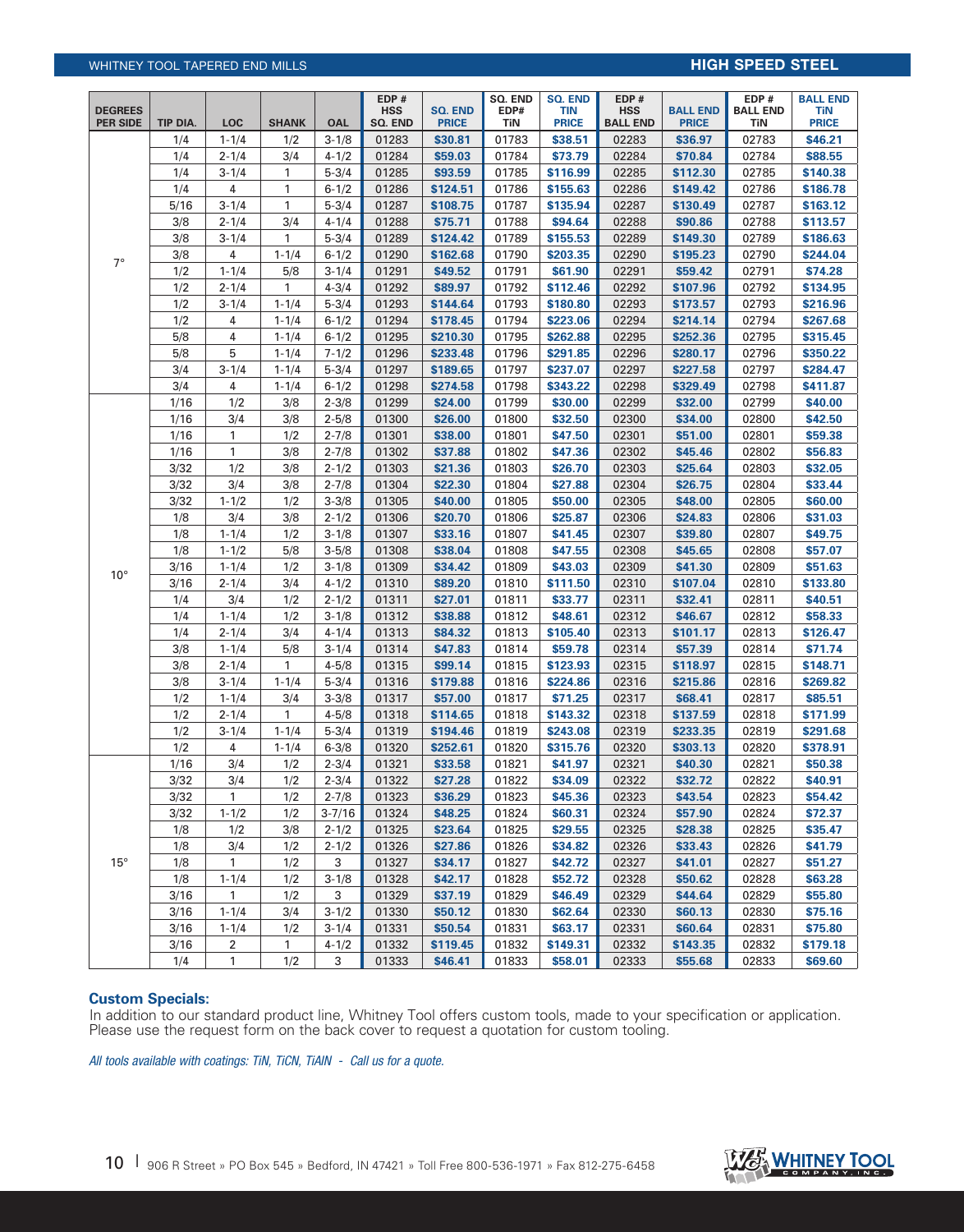## WHITNEY TOOL TAPERED END MILLS — HIGH SPEED STEEL

| DEGREES PER SIDE | TIP DIA. | LOC | SHANK | OAL | EDP # HSS SQ. END | SQ. END PRICE | SQ. END EDP# TiN | SQ. END TIN PRICE | EDP # HSS BALL END | BALL END PRICE | EDP # BALL END TiN | BALL END TiN PRICE |
|---|---|---|---|---|---|---|---|---|---|---|---|---|
| 7° | 1/4 | 1-1/4 | 1/2 | 3-1/8 | 01283 | $30.81 | 01783 | $38.51 | 02283 | $36.97 | 02783 | $46.21 |
| | 1/4 | 2-1/4 | 3/4 | 4-1/2 | 01284 | $59.03 | 01784 | $73.79 | 02284 | $70.84 | 02784 | $88.55 |
| | 1/4 | 3-1/4 | 1 | 5-3/4 | 01285 | $93.59 | 01785 | $116.99 | 02285 | $112.30 | 02785 | $140.38 |
| | 1/4 | 4 | 1 | 6-1/2 | 01286 | $124.51 | 01786 | $155.63 | 02286 | $149.42 | 02786 | $186.78 |
| | 5/16 | 3-1/4 | 1 | 5-3/4 | 01287 | $108.75 | 01787 | $135.94 | 02287 | $130.49 | 02787 | $163.12 |
| | 3/8 | 2-1/4 | 3/4 | 4-1/4 | 01288 | $75.71 | 01788 | $94.64 | 02288 | $90.86 | 02788 | $113.57 |
| | 3/8 | 3-1/4 | 1 | 5-3/4 | 01289 | $124.42 | 01789 | $155.53 | 02289 | $149.30 | 02789 | $186.63 |
| | 3/8 | 4 | 1-1/4 | 6-1/2 | 01290 | $162.68 | 01790 | $203.35 | 02290 | $195.23 | 02790 | $244.04 |
| | 1/2 | 1-1/4 | 5/8 | 3-1/4 | 01291 | $49.52 | 01791 | $61.90 | 02291 | $59.42 | 02791 | $74.28 |
| | 1/2 | 2-1/4 | 1 | 4-3/4 | 01292 | $89.97 | 01792 | $112.46 | 02292 | $107.96 | 02792 | $134.95 |
| | 1/2 | 3-1/4 | 1-1/4 | 5-3/4 | 01293 | $144.64 | 01793 | $180.80 | 02293 | $173.57 | 02793 | $216.96 |
| | 1/2 | 4 | 1-1/4 | 6-1/2 | 01294 | $178.45 | 01794 | $223.06 | 02294 | $214.14 | 02794 | $267.68 |
| | 5/8 | 4 | 1-1/4 | 6-1/2 | 01295 | $210.30 | 01795 | $262.88 | 02295 | $252.36 | 02795 | $315.45 |
| | 5/8 | 5 | 1-1/4 | 7-1/2 | 01296 | $233.48 | 01796 | $291.85 | 02296 | $280.17 | 02796 | $350.22 |
| | 3/4 | 3-1/4 | 1-1/4 | 5-3/4 | 01297 | $189.65 | 01797 | $237.07 | 02297 | $227.58 | 02797 | $284.47 |
| | 3/4 | 4 | 1-1/4 | 6-1/2 | 01298 | $274.58 | 01798 | $343.22 | 02298 | $329.49 | 02798 | $411.87 |
| 10° | 1/16 | 1/2 | 3/8 | 2-3/8 | 01299 | $24.00 | 01799 | $30.00 | 02299 | $32.00 | 02799 | $40.00 |
| | 1/16 | 3/4 | 3/8 | 2-5/8 | 01300 | $26.00 | 01800 | $32.50 | 02300 | $34.00 | 02800 | $42.50 |
| | 1/16 | 1 | 1/2 | 2-7/8 | 01301 | $38.00 | 01801 | $47.50 | 02301 | $51.00 | 02801 | $59.38 |
| | 1/16 | 1 | 3/8 | 2-7/8 | 01302 | $37.88 | 01802 | $47.36 | 02302 | $45.46 | 02802 | $56.83 |
| | 3/32 | 1/2 | 3/8 | 2-1/2 | 01303 | $21.36 | 01803 | $26.70 | 02303 | $25.64 | 02803 | $32.05 |
| | 3/32 | 3/4 | 3/8 | 2-7/8 | 01304 | $22.30 | 01804 | $27.88 | 02304 | $26.75 | 02804 | $33.44 |
| | 3/32 | 1-1/2 | 1/2 | 3-3/8 | 01305 | $40.00 | 01805 | $50.00 | 02305 | $48.00 | 02805 | $60.00 |
| | 1/8 | 3/4 | 3/8 | 2-1/2 | 01306 | $20.70 | 01806 | $25.87 | 02306 | $24.83 | 02806 | $31.03 |
| | 1/8 | 1-1/4 | 1/2 | 3-1/8 | 01307 | $33.16 | 01807 | $41.45 | 02307 | $39.80 | 02807 | $49.75 |
| | 1/8 | 1-1/2 | 5/8 | 3-5/8 | 01308 | $38.04 | 01808 | $47.55 | 02308 | $45.65 | 02808 | $57.07 |
| | 3/16 | 1-1/4 | 1/2 | 3-1/8 | 01309 | $34.42 | 01809 | $43.03 | 02309 | $41.30 | 02809 | $51.63 |
| | 3/16 | 2-1/4 | 3/4 | 4-1/2 | 01310 | $89.20 | 01810 | $111.50 | 02310 | $107.04 | 02810 | $133.80 |
| | 1/4 | 3/4 | 1/2 | 2-1/2 | 01311 | $27.01 | 01811 | $33.77 | 02311 | $32.41 | 02811 | $40.51 |
| | 1/4 | 1-1/4 | 1/2 | 3-1/8 | 01312 | $38.88 | 01812 | $48.61 | 02312 | $46.67 | 02812 | $58.33 |
| | 1/4 | 2-1/4 | 3/4 | 4-1/4 | 01313 | $84.32 | 01813 | $105.40 | 02313 | $101.17 | 02813 | $126.47 |
| | 3/8 | 1-1/4 | 5/8 | 3-1/4 | 01314 | $47.83 | 01814 | $59.78 | 02314 | $57.39 | 02814 | $71.74 |
| | 3/8 | 2-1/4 | 1 | 4-5/8 | 01315 | $99.14 | 01815 | $123.93 | 02315 | $118.97 | 02815 | $148.71 |
| | 3/8 | 3-1/4 | 1-1/4 | 5-3/4 | 01316 | $179.88 | 01816 | $224.86 | 02316 | $215.86 | 02816 | $269.82 |
| | 1/2 | 1-1/4 | 3/4 | 3-3/8 | 01317 | $57.00 | 01817 | $71.25 | 02317 | $68.41 | 02817 | $85.51 |
| | 1/2 | 2-1/4 | 1 | 4-5/8 | 01318 | $114.65 | 01818 | $143.32 | 02318 | $137.59 | 02818 | $171.99 |
| | 1/2 | 3-1/4 | 1-1/4 | 5-3/4 | 01319 | $194.46 | 01819 | $243.08 | 02319 | $233.35 | 02819 | $291.68 |
| | 1/2 | 4 | 1-1/4 | 6-3/8 | 01320 | $252.61 | 01820 | $315.76 | 02320 | $303.13 | 02820 | $378.91 |
| 15° | 1/16 | 3/4 | 1/2 | 2-3/4 | 01321 | $33.58 | 01821 | $41.97 | 02321 | $40.30 | 02821 | $50.38 |
| | 3/32 | 3/4 | 1/2 | 2-3/4 | 01322 | $27.28 | 01822 | $34.09 | 02322 | $32.72 | 02822 | $40.91 |
| | 3/32 | 1 | 1/2 | 2-7/8 | 01323 | $36.29 | 01823 | $45.36 | 02323 | $43.54 | 02823 | $54.42 |
| | 3/32 | 1-1/2 | 1/2 | 3-7/16 | 01324 | $48.25 | 01824 | $60.31 | 02324 | $57.90 | 02824 | $72.37 |
| | 1/8 | 1/2 | 3/8 | 2-1/2 | 01325 | $23.64 | 01825 | $29.55 | 02325 | $28.38 | 02825 | $35.47 |
| | 1/8 | 3/4 | 1/2 | 2-1/2 | 01326 | $27.86 | 01826 | $34.82 | 02326 | $33.43 | 02826 | $41.79 |
| | 1/8 | 1 | 1/2 | 3 | 01327 | $34.17 | 01827 | $42.72 | 02327 | $41.01 | 02827 | $51.27 |
| | 1/8 | 1-1/4 | 1/2 | 3-1/8 | 01328 | $42.17 | 01828 | $52.72 | 02328 | $50.62 | 02828 | $63.28 |
| | 3/16 | 1 | 1/2 | 3 | 01329 | $37.19 | 01829 | $46.49 | 02329 | $44.64 | 02829 | $55.80 |
| | 3/16 | 1-1/4 | 3/4 | 3-1/2 | 01330 | $50.12 | 01830 | $62.64 | 02330 | $60.13 | 02830 | $75.16 |
| | 3/16 | 1-1/4 | 1/2 | 3-1/4 | 01331 | $50.54 | 01831 | $63.17 | 02331 | $60.64 | 02831 | $75.80 |
| | 3/16 | 2 | 1 | 4-1/2 | 01332 | $119.45 | 01832 | $149.31 | 02332 | $143.35 | 02832 | $179.18 |
| | 1/4 | 1 | 1/2 | 3 | 01333 | $46.41 | 01833 | $58.01 | 02333 | $55.68 | 02833 | $69.60 |

**Custom Specials:**
In addition to our standard product line, Whitney Tool offers custom tools, made to your specification or application. Please use the request form on the back cover to request a quotation for custom tooling.

*All tools available with coatings: TiN, TiCN, TiAlN - Call us for a quote.*

906 R Street » PO Box 545 » Bedford, IN 47421 » Toll Free 800-536-1971 » Fax 812-275-6458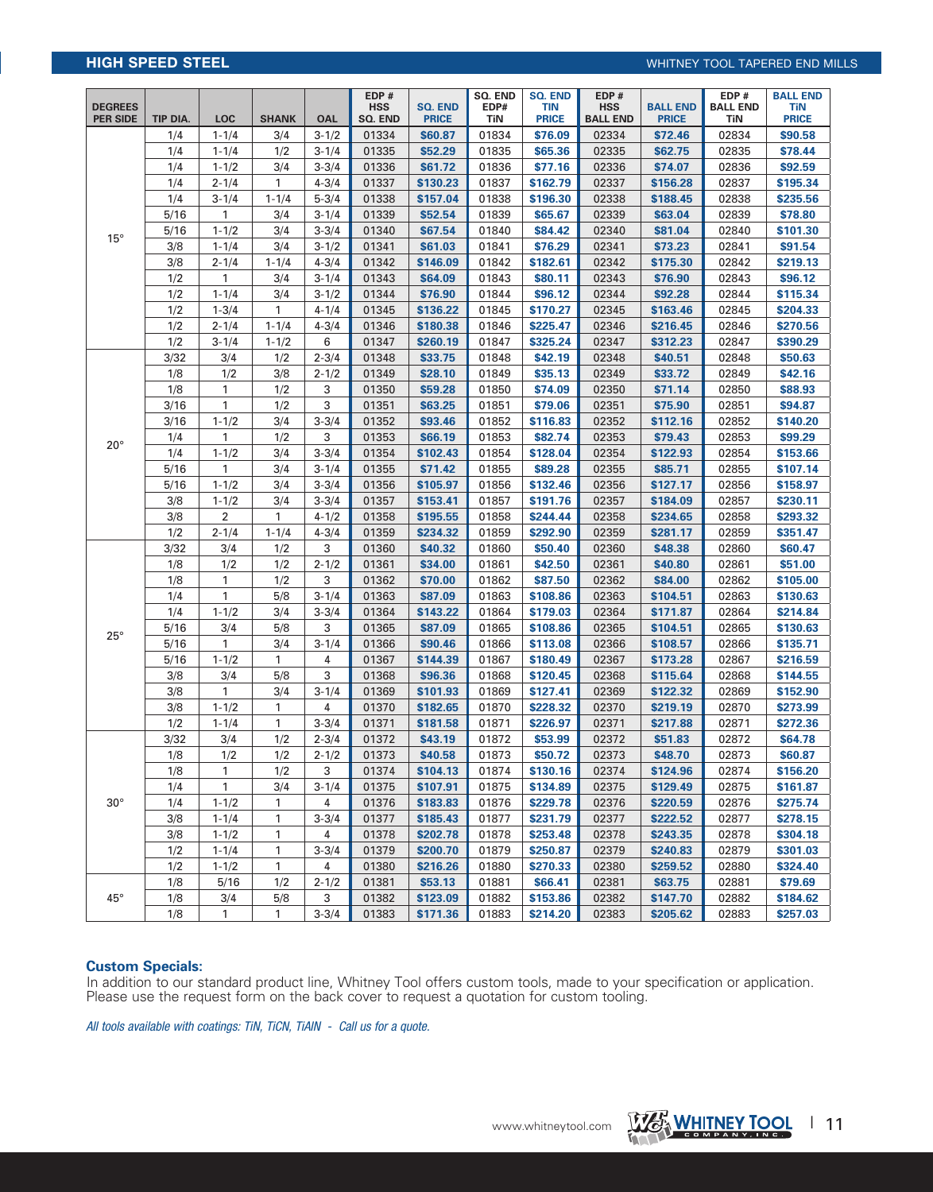## HIGH SPEED STEEL

WHITNEY TOOL TAPERED END MILLS

| DEGREES PER SIDE | TIP DIA. | LOC | SHANK | OAL | EDP # HSS SQ. END | SQ. END PRICE | SQ. END EDP# TiN | SQ. END TiN PRICE | EDP # HSS BALL END | BALL END PRICE | EDP # BALL END TiN | BALL END TiN PRICE |
|---|---|---|---|---|---|---|---|---|---|---|---|---|
| 15° | 1/4 | 1-1/4 | 3/4 | 3-1/2 | 01334 | $60.87 | 01834 | $76.09 | 02334 | $72.46 | 02834 | $90.58 |
| | 1/4 | 1-1/4 | 1/2 | 3-1/4 | 01335 | $52.29 | 01835 | $65.36 | 02335 | $62.75 | 02835 | $78.44 |
| | 1/4 | 1-1/2 | 3/4 | 3-3/4 | 01336 | $61.72 | 01836 | $77.16 | 02336 | $74.07 | 02836 | $92.59 |
| | 1/4 | 2-1/4 | 1 | 4-3/4 | 01337 | $130.23 | 01837 | $162.79 | 02337 | $156.28 | 02837 | $195.34 |
| | 1/4 | 3-1/4 | 1-1/4 | 5-3/4 | 01338 | $157.04 | 01838 | $196.30 | 02338 | $188.45 | 02838 | $235.56 |
| | 5/16 | 1 | 3/4 | 3-1/4 | 01339 | $52.54 | 01839 | $65.67 | 02339 | $63.04 | 02839 | $78.80 |
| | 5/16 | 1-1/2 | 3/4 | 3-3/4 | 01340 | $67.54 | 01840 | $84.42 | 02340 | $81.04 | 02840 | $101.30 |
| | 3/8 | 1-1/4 | 3/4 | 3-1/2 | 01341 | $61.03 | 01841 | $76.29 | 02341 | $73.23 | 02841 | $91.54 |
| | 3/8 | 2-1/4 | 1-1/4 | 4-3/4 | 01342 | $146.09 | 01842 | $182.61 | 02342 | $175.30 | 02842 | $219.13 |
| | 1/2 | 1 | 3/4 | 3-1/4 | 01343 | $64.09 | 01843 | $80.11 | 02343 | $76.90 | 02843 | $96.12 |
| | 1/2 | 1-1/4 | 3/4 | 3-1/2 | 01344 | $76.90 | 01844 | $96.12 | 02344 | $92.28 | 02844 | $115.34 |
| | 1/2 | 1-3/4 | 1 | 4-1/4 | 01345 | $136.22 | 01845 | $170.27 | 02345 | $163.46 | 02845 | $204.33 |
| | 1/2 | 2-1/4 | 1-1/4 | 4-3/4 | 01346 | $180.38 | 01846 | $225.47 | 02346 | $216.45 | 02846 | $270.56 |
| | 1/2 | 3-1/4 | 1-1/2 | 6 | 01347 | $260.19 | 01847 | $325.24 | 02347 | $312.23 | 02847 | $390.29 |
| 20° | 3/32 | 3/4 | 1/2 | 2-3/4 | 01348 | $33.75 | 01848 | $42.19 | 02348 | $40.51 | 02848 | $50.63 |
| | 1/8 | 1/2 | 3/8 | 2-1/2 | 01349 | $28.10 | 01849 | $35.13 | 02349 | $33.72 | 02849 | $42.16 |
| | 1/8 | 1 | 1/2 | 3 | 01350 | $59.28 | 01850 | $74.09 | 02350 | $71.14 | 02850 | $88.93 |
| | 3/16 | 1 | 1/2 | 3 | 01351 | $63.25 | 01851 | $79.06 | 02351 | $75.90 | 02851 | $94.87 |
| | 3/16 | 1-1/2 | 3/4 | 3-3/4 | 01352 | $93.46 | 01852 | $116.83 | 02352 | $112.16 | 02852 | $140.20 |
| | 1/4 | 1 | 1/2 | 3 | 01353 | $66.19 | 01853 | $82.74 | 02353 | $79.43 | 02853 | $99.29 |
| | 1/4 | 1-1/2 | 3/4 | 3-3/4 | 01354 | $102.43 | 01854 | $128.04 | 02354 | $122.93 | 02854 | $153.66 |
| | 5/16 | 1 | 3/4 | 3-1/4 | 01355 | $71.42 | 01855 | $89.28 | 02355 | $85.71 | 02855 | $107.14 |
| | 5/16 | 1-1/2 | 3/4 | 3-3/4 | 01356 | $105.97 | 01856 | $132.46 | 02356 | $127.17 | 02856 | $158.97 |
| | 3/8 | 1-1/2 | 3/4 | 3-3/4 | 01357 | $153.41 | 01857 | $191.76 | 02357 | $184.09 | 02857 | $230.11 |
| | 3/8 | 2 | 1 | 4-1/2 | 01358 | $195.55 | 01858 | $244.44 | 02358 | $234.65 | 02858 | $293.32 |
| | 1/2 | 2-1/4 | 1-1/4 | 4-3/4 | 01359 | $234.32 | 01859 | $292.90 | 02359 | $281.17 | 02859 | $351.47 |
| 25° | 3/32 | 3/4 | 1/2 | 3 | 01360 | $40.32 | 01860 | $50.40 | 02360 | $48.38 | 02860 | $60.47 |
| | 1/8 | 1/2 | 1/2 | 2-1/2 | 01361 | $34.00 | 01861 | $42.50 | 02361 | $40.80 | 02861 | $51.00 |
| | 1/8 | 1 | 1/2 | 3 | 01362 | $70.00 | 01862 | $87.50 | 02362 | $84.00 | 02862 | $105.00 |
| | 1/4 | 1 | 5/8 | 3-1/4 | 01363 | $87.09 | 01863 | $108.86 | 02363 | $104.51 | 02863 | $130.63 |
| | 1/4 | 1-1/2 | 3/4 | 3-3/4 | 01364 | $143.22 | 01864 | $179.03 | 02364 | $171.87 | 02864 | $214.84 |
| | 5/16 | 3/4 | 5/8 | 3 | 01365 | $87.09 | 01865 | $108.86 | 02365 | $104.51 | 02865 | $130.63 |
| | 5/16 | 1 | 3/4 | 3-1/4 | 01366 | $90.46 | 01866 | $113.08 | 02366 | $108.57 | 02866 | $135.71 |
| | 5/16 | 1-1/2 | 1 | 4 | 01367 | $144.39 | 01867 | $180.49 | 02367 | $173.28 | 02867 | $216.59 |
| | 3/8 | 3/4 | 5/8 | 3 | 01368 | $96.36 | 01868 | $120.45 | 02368 | $115.64 | 02868 | $144.55 |
| | 3/8 | 1 | 3/4 | 3-1/4 | 01369 | $101.93 | 01869 | $127.41 | 02369 | $122.32 | 02869 | $152.90 |
| | 3/8 | 1-1/2 | 1 | 4 | 01370 | $182.65 | 01870 | $228.32 | 02370 | $219.19 | 02870 | $273.99 |
| | 1/2 | 1-1/4 | 1 | 3-3/4 | 01371 | $181.58 | 01871 | $226.97 | 02371 | $217.88 | 02871 | $272.36 |
| 30° | 3/32 | 3/4 | 1/2 | 2-3/4 | 01372 | $43.19 | 01872 | $53.99 | 02372 | $51.83 | 02872 | $64.78 |
| | 1/8 | 1/2 | 1/2 | 2-1/2 | 01373 | $40.58 | 01873 | $50.72 | 02373 | $48.70 | 02873 | $60.87 |
| | 1/8 | 1 | 1/2 | 3 | 01374 | $104.13 | 01874 | $130.16 | 02374 | $124.96 | 02874 | $156.20 |
| | 1/4 | 1 | 3/4 | 3-1/4 | 01375 | $107.91 | 01875 | $134.89 | 02375 | $129.49 | 02875 | $161.87 |
| | 1/4 | 1-1/2 | 1 | 4 | 01376 | $183.83 | 01876 | $229.78 | 02376 | $220.59 | 02876 | $275.74 |
| | 3/8 | 1-1/4 | 1 | 3-3/4 | 01377 | $185.43 | 01877 | $231.79 | 02377 | $222.52 | 02877 | $278.15 |
| | 3/8 | 1-1/2 | 1 | 4 | 01378 | $202.78 | 01878 | $253.48 | 02378 | $243.35 | 02878 | $304.18 |
| | 1/2 | 1-1/4 | 1 | 3-3/4 | 01379 | $200.70 | 01879 | $250.87 | 02379 | $240.83 | 02879 | $301.03 |
| | 1/2 | 1-1/2 | 1 | 4 | 01380 | $216.26 | 01880 | $270.33 | 02380 | $259.52 | 02880 | $324.40 |
| 45° | 1/8 | 5/16 | 1/2 | 2-1/2 | 01381 | $53.13 | 01881 | $66.41 | 02381 | $63.75 | 02881 | $79.69 |
| | 1/8 | 3/4 | 5/8 | 3 | 01382 | $123.09 | 01882 | $153.86 | 02382 | $147.70 | 02882 | $184.62 |
| | 1/8 | 1 | 1 | 3-3/4 | 01383 | $171.36 | 01883 | $214.20 | 02383 | $205.62 | 02883 | $257.03 |

**Custom Specials:**

In addition to our standard product line, Whitney Tool offers custom tools, made to your specification or application. Please use the request form on the back cover to request a quotation for custom tooling.

*All tools available with coatings: TiN, TiCN, TiAlN - Call us for a quote.*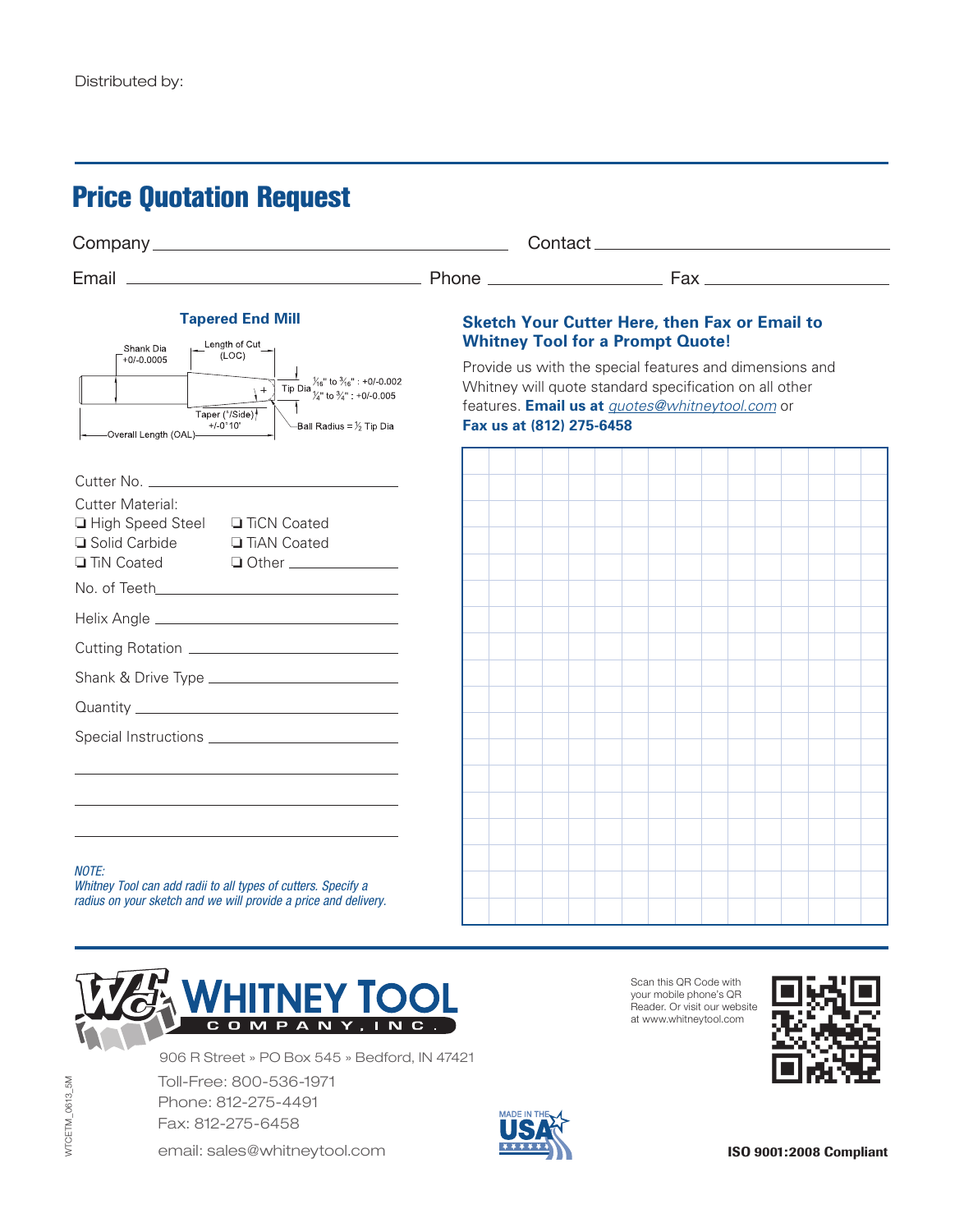Distributed by:

# Price Quotation Request

Company \_\_\_\_\_\_\_\_\_\_\_\_\_\_\_\_\_\_\_\_ Contact \_\_\_\_\_\_\_\_\_\_\_\_\_\_\_\_\_\_\_\_

Email \_\_\_\_\_\_\_\_\_\_\_\_\_\_\_\_\_\_\_\_ Phone \_\_\_\_\_\_\_\_\_\_\_\_\_\_\_\_ Fax \_\_\_\_\_\_\_\_\_\_\_\_\_\_\_\_

## Tapered End Mill

Shank Dia +0/-0.0005

Length of Cut (LOC)

Tip Dia $\frac{1}{16}$" to $\frac{3}{16}$" : +0/-0.002 $\frac{1}{4}$" to $\frac{3}{4}$" : +0/-0.005

Taper (°/Side) +/-0°10'

Ball Radius = ½ Tip Dia

Overall Length (OAL)

Cutter No. \_\_\_\_\_\_\_\_\_\_\_\_\_\_\_\_\_\_\_\_

Cutter Material:

- ❏ High Speed Steel
- ❏ Solid Carbide
- ❏ TiN Coated
- ❏ TiCN Coated
- ❏ TiAN Coated
- ❏ Other \_\_\_\_\_\_\_\_\_\_

No. of Teeth \_\_\_\_\_\_\_\_\_\_\_\_\_\_\_\_\_\_\_\_

Helix Angle \_\_\_\_\_\_\_\_\_\_\_\_\_\_\_\_\_\_\_\_

Cutting Rotation \_\_\_\_\_\_\_\_\_\_\_\_\_\_\_\_\_\_\_\_

Shank & Drive Type \_\_\_\_\_\_\_\_\_\_\_\_\_\_\_\_\_\_\_\_

Quantity \_\_\_\_\_\_\_\_\_\_\_\_\_\_\_\_\_\_\_\_

Special Instructions \_\_\_\_\_\_\_\_\_\_\_\_\_\_\_\_\_\_\_\_

*NOTE:*
*Whitney Tool can add radii to all types of cutters. Specify a radius on your sketch and we will provide a price and delivery.*

## Sketch Your Cutter Here, then Fax or Email to Whitney Tool for a Prompt Quote!

Provide us with the special features and dimensions and Whitney will quote standard specification on all other features. **Email us at** *quotes@whitneytool.com* or **Fax us at (812) 275-6458**

WHITNEY TOOL COMPANY, INC.

906 R Street » PO Box 545 » Bedford, IN 47421

Toll-Free: 800-536-1971

Phone: 812-275-4491

Fax: 812-275-6458

email: sales@whitneytool.com

Scan this QR Code with your mobile phone's QR Reader. Or visit our website at www.whitneytool.com

MADE IN THE USA

**ISO 9001:2008 Compliant**

WTCETM_0613_5M